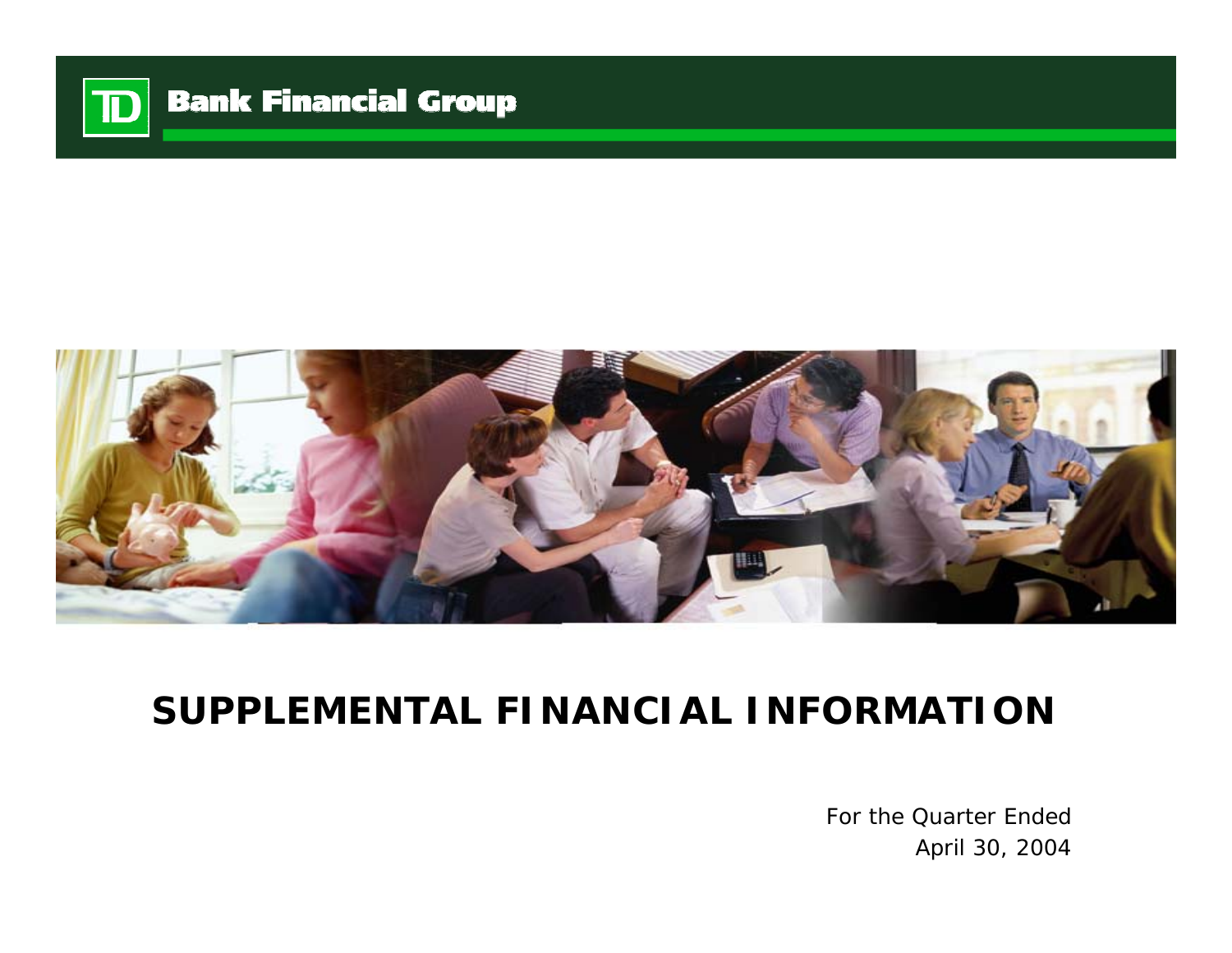TD Bank Financial Group

# SUPPLEMENTAL FINANCIAL INFORMATION

For the Quarter Ended
April 30, 2004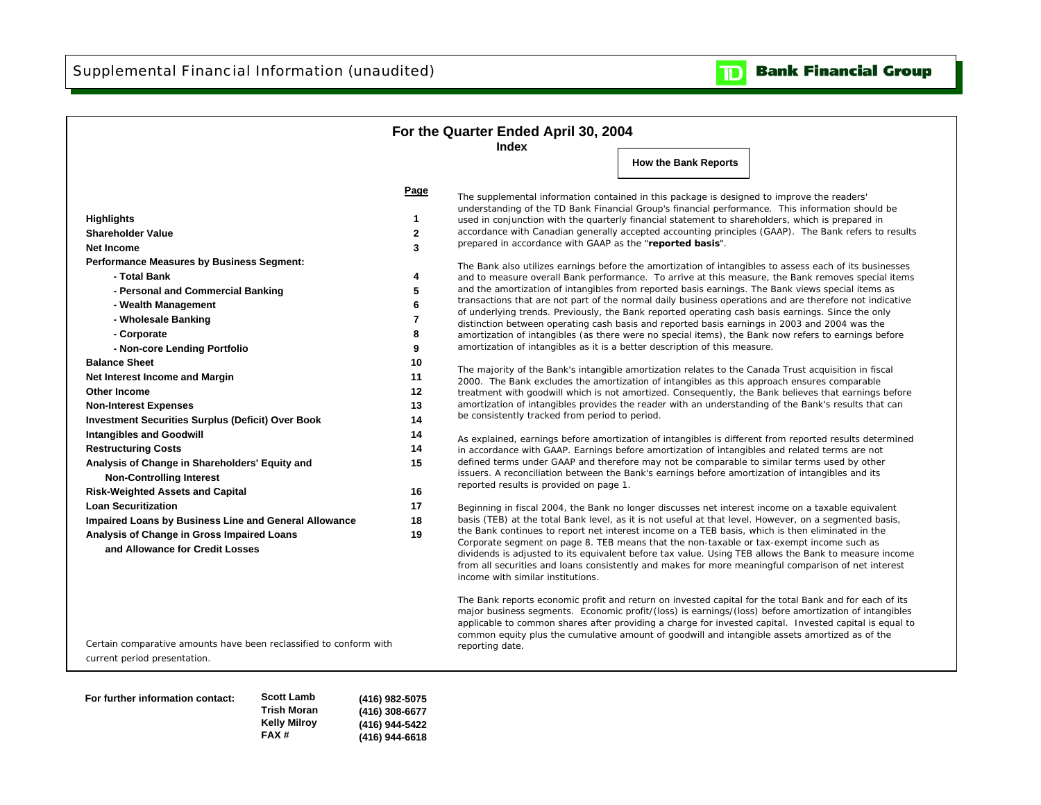# Supplemental Financial Information (unaudited)

**TD Bank Financial Group**

## For the Quarter Ended April 30, 2004

### Index

| | Page |
|---|---|
| **Highlights** | 1 |
| **Shareholder Value** | 2 |
| **Net Income** | 3 |
| **Performance Measures by Business Segment:** | |
| **- Total Bank** | 4 |
| **- Personal and Commercial Banking** | 5 |
| **- Wealth Management** | 6 |
| **- Wholesale Banking** | 7 |
| **- Corporate** | 8 |
| **- Non-core Lending Portfolio** | 9 |
| **Balance Sheet** | 10 |
| **Net Interest Income and Margin** | 11 |
| **Other Income** | 12 |
| **Non-Interest Expenses** | 13 |
| **Investment Securities Surplus (Deficit) Over Book** | 14 |
| **Intangibles and Goodwill** | 14 |
| **Restructuring Costs** | 14 |
| **Analysis of Change in Shareholders' Equity and Non-Controlling Interest** | 15 |
| **Risk-Weighted Assets and Capital** | 16 |
| **Loan Securitization** | 17 |
| **Impaired Loans by Business Line and General Allowance** | 18 |
| **Analysis of Change in Gross Impaired Loans and Allowance for Credit Losses** | 19 |

Certain comparative amounts have been reclassified to conform with current period presentation.

### How the Bank Reports

The supplemental information contained in this package is designed to improve the readers' understanding of the TD Bank Financial Group's financial performance. This information should be used in conjunction with the quarterly financial statement to shareholders, which is prepared in accordance with Canadian generally accepted accounting principles (GAAP). The Bank refers to results prepared in accordance with GAAP as the "**reported basis**".

The Bank also utilizes earnings before the amortization of intangibles to assess each of its businesses and to measure overall Bank performance. To arrive at this measure, the Bank removes special items and the amortization of intangibles from reported basis earnings. The Bank views special items as transactions that are not part of the normal daily business operations and are therefore not indicative of underlying trends. Previously, the Bank reported operating cash basis earnings. Since the only distinction between operating cash basis and reported basis earnings in 2003 and 2004 was the amortization of intangibles (as there were no special items), the Bank now refers to earnings before amortization of intangibles as it is a better description of this measure.

The majority of the Bank's intangible amortization relates to the Canada Trust acquisition in fiscal 2000. The Bank excludes the amortization of intangibles as this approach ensures comparable treatment with goodwill which is not amortized. Consequently, the Bank believes that earnings before amortization of intangibles provides the reader with an understanding of the Bank's results that can be consistently tracked from period to period.

As explained, earnings before amortization of intangibles is different from reported results determined in accordance with GAAP. Earnings before amortization of intangibles and related terms are not defined terms under GAAP and therefore may not be comparable to similar terms used by other issuers. A reconciliation between the Bank's earnings before amortization of intangibles and its reported results is provided on page 1.

Beginning in fiscal 2004, the Bank no longer discusses net interest income on a taxable equivalent basis (TEB) at the total Bank level, as it is not useful at that level. However, on a segmented basis, the Bank continues to report net interest income on a TEB basis, which is then eliminated in the Corporate segment on page 8. TEB means that the non-taxable or tax-exempt income such as dividends is adjusted to its equivalent before tax value. Using TEB allows the Bank to measure income from all securities and loans consistently and makes for more meaningful comparison of net interest income with similar institutions.

The Bank reports economic profit and return on invested capital for the total Bank and for each of its major business segments. Economic profit/(loss) is earnings/(loss) before amortization of intangibles applicable to common shares after providing a charge for invested capital. Invested capital is equal to common equity plus the cumulative amount of goodwill and intangible assets amortized as of the reporting date.

**For further information contact:**

| | |
|---|---|
| **Scott Lamb** | **(416) 982-5075** |
| **Trish Moran** | **(416) 308-6677** |
| **Kelly Milroy** | **(416) 944-5422** |
| **FAX #** | **(416) 944-6618** |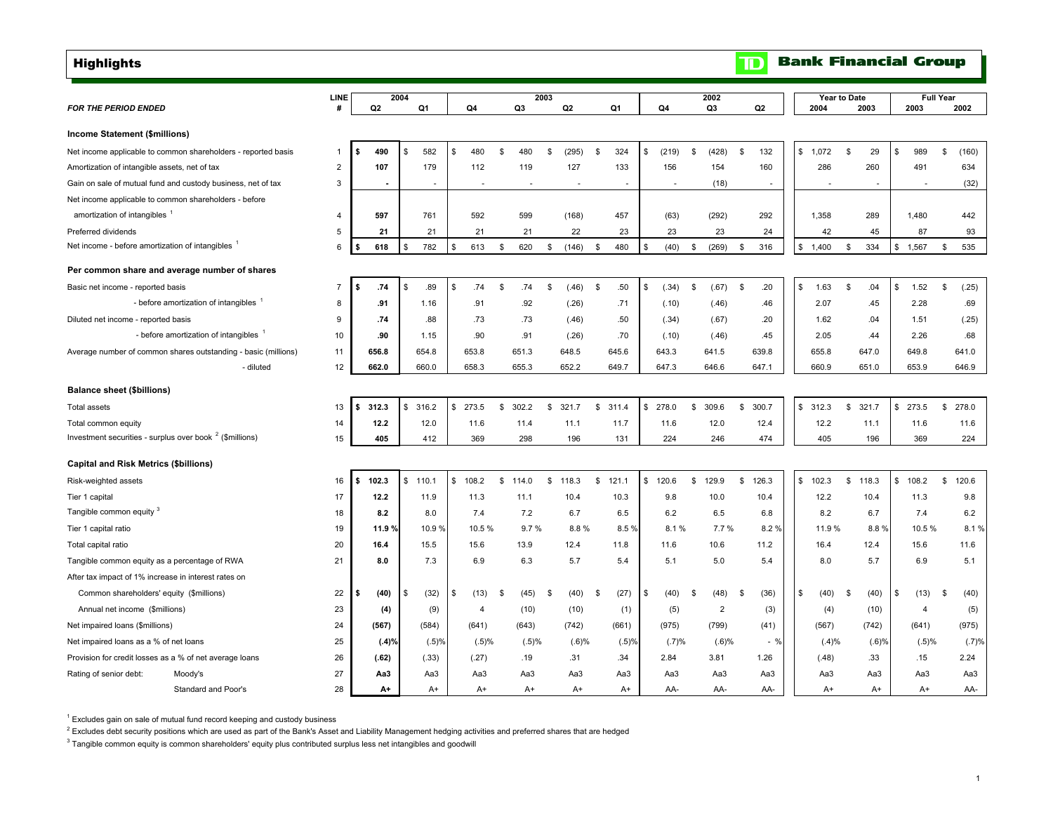# Highlights

**TD Bank Financial Group**

| FOR THE PERIOD ENDED | LINE # | 2004 Q2 | 2004 Q1 | 2003 Q4 | 2003 Q3 | 2003 Q2 | 2003 Q1 | 2002 Q4 | 2002 Q3 | 2002 Q2 | Year to Date 2004 | Year to Date 2003 | Full Year 2003 | Full Year 2002 |
|---|---|---|---|---|---|---|---|---|---|---|---|---|---|---|
| **Income Statement ($millions)** | | | | | | | | | | | | | | |
| Net income applicable to common shareholders - reported basis | 1 | **$ 490** | $ 582 | $ 480 | $ 480 | $ (295) | $ 324 | $ (219) | $ (428) | $ 132 | $ 1,072 | $ 29 | $ 989 | $ (160) |
| Amortization of intangible assets, net of tax | 2 | **107** | 179 | 112 | 119 | 127 | 133 | 156 | 154 | 160 | 286 | 260 | 491 | 634 |
| Gain on sale of mutual fund and custody business, net of tax | 3 | **-** | - | - | - | - | - | - | (18) | - | - | - | - | (32) |
| Net income applicable to common shareholders - before amortization of intangibles [1] | 4 | **597** | 761 | 592 | 599 | (168) | 457 | (63) | (292) | 292 | 1,358 | 289 | 1,480 | 442 |
| Preferred dividends | 5 | **21** | 21 | 21 | 21 | 22 | 23 | 23 | 23 | 24 | 42 | 45 | 87 | 93 |
| Net income - before amortization of intangibles [1] | 6 | **$ 618** | $ 782 | $ 613 | $ 620 | $ (146) | $ 480 | $ (40) | $ (269) | $ 316 | $ 1,400 | $ 334 | $ 1,567 | $ 535 |
| **Per common share and average number of shares** | | | | | | | | | | | | | | |
| Basic net income - reported basis | 7 | **$ .74** | $ .89 | $ .74 | $ .74 | $ (.46) | $ .50 | $ (.34) | $ (.67) | $ .20 | $ 1.63 | $ .04 | $ 1.52 | $ (.25) |
| - before amortization of intangibles [1] | 8 | **.91** | 1.16 | .91 | .92 | (.26) | .71 | (.10) | (.46) | .46 | 2.07 | .45 | 2.28 | .69 |
| Diluted net income - reported basis | 9 | **.74** | .88 | .73 | .73 | (.46) | .50 | (.34) | (.67) | .20 | 1.62 | .04 | 1.51 | (.25) |
| - before amortization of intangibles [1] | 10 | **.90** | 1.15 | .90 | .91 | (.26) | .70 | (.10) | (.46) | .45 | 2.05 | .44 | 2.26 | .68 |
| Average number of common shares outstanding - basic (millions) | 11 | **656.8** | 654.8 | 653.8 | 651.3 | 648.5 | 645.6 | 643.3 | 641.5 | 639.8 | 655.8 | 647.0 | 649.8 | 641.0 |
| - diluted | 12 | **662.0** | 660.0 | 658.3 | 655.3 | 652.2 | 649.7 | 647.3 | 646.6 | 647.1 | 660.9 | 651.0 | 653.9 | 646.9 |
| **Balance sheet ($billions)** | | | | | | | | | | | | | | |
| Total assets | 13 | **$ 312.3** | $ 316.2 | $ 273.5 | $ 302.2 | $ 321.7 | $ 311.4 | $ 278.0 | $ 309.6 | $ 300.7 | $ 312.3 | $ 321.7 | $ 273.5 | $ 278.0 |
| Total common equity | 14 | **12.2** | 12.0 | 11.6 | 11.4 | 11.1 | 11.7 | 11.6 | 12.0 | 12.4 | 12.2 | 11.1 | 11.6 | 11.6 |
| Investment securities - surplus over book [2] ($millions) | 15 | **405** | 412 | 369 | 298 | 196 | 131 | 224 | 246 | 474 | 405 | 196 | 369 | 224 |
| **Capital and Risk Metrics ($billions)** | | | | | | | | | | | | | | |
| Risk-weighted assets | 16 | **$ 102.3** | $ 110.1 | $ 108.2 | $ 114.0 | $ 118.3 | $ 121.1 | $ 120.6 | $ 129.9 | $ 126.3 | $ 102.3 | $ 118.3 | $ 108.2 | $ 120.6 |
| Tier 1 capital | 17 | **12.2** | 11.9 | 11.3 | 11.1 | 10.4 | 10.3 | 9.8 | 10.0 | 10.4 | 12.2 | 10.4 | 11.3 | 9.8 |
| Tangible common equity [3] | 18 | **8.2** | 8.0 | 7.4 | 7.2 | 6.7 | 6.5 | 6.2 | 6.5 | 6.8 | 8.2 | 6.7 | 7.4 | 6.2 |
| Tier 1 capital ratio | 19 | **11.9 %** | 10.9 % | 10.5 % | 9.7 % | 8.8 % | 8.5 % | 8.1 % | 7.7 % | 8.2 % | 11.9 % | 8.8 % | 10.5 % | 8.1 % |
| Total capital ratio | 20 | **16.4** | 15.5 | 15.6 | 13.9 | 12.4 | 11.8 | 11.6 | 10.6 | 11.2 | 16.4 | 12.4 | 15.6 | 11.6 |
| Tangible common equity as a percentage of RWA | 21 | **8.0** | 7.3 | 6.9 | 6.3 | 5.7 | 5.4 | 5.1 | 5.0 | 5.4 | 8.0 | 5.7 | 6.9 | 5.1 |
| After tax impact of 1% increase in interest rates on | | | | | | | | | | | | | | |
| Common shareholders' equity ($millions) | 22 | **$ (40)** | $ (32) | $ (13) | $ (45) | $ (40) | $ (27) | $ (40) | $ (48) | $ (36) | $ (40) | $ (40) | $ (13) | $ (40) |
| Annual net income ($millions) | 23 | **(4)** | (9) | 4 | (10) | (10) | (1) | (5) | 2 | (3) | (4) | (10) | 4 | (5) |
| Net impaired loans ($millions) | 24 | **(567)** | (584) | (641) | (643) | (742) | (661) | (975) | (799) | (41) | (567) | (742) | (641) | (975) |
| Net impaired loans as a % of net loans | 25 | **(.4)%** | (.5)% | (.5)% | (.5)% | (.6)% | (.5)% | (.7)% | (.6)% | - % | (.4)% | (.6)% | (.5)% | (.7)% |
| Provision for credit losses as a % of net average loans | 26 | **(.62)** | (.33) | (.27) | .19 | .31 | .34 | 2.84 | 3.81 | 1.26 | (.48) | .33 | .15 | 2.24 |
| Rating of senior debt: Moody's | 27 | **Aa3** | Aa3 | Aa3 | Aa3 | Aa3 | Aa3 | Aa3 | Aa3 | Aa3 | Aa3 | Aa3 | Aa3 | Aa3 |
| Standard and Poor's | 28 | **A+** | A+ | A+ | A+ | A+ | A+ | AA- | AA- | AA- | A+ | A+ | A+ | AA- |

[1] Excludes gain on sale of mutual fund record keeping and custody business

[2] Excludes debt security positions which are used as part of the Bank's Asset and Liability Management hedging activities and preferred shares that are hedged

[3] Tangible common equity is common shareholders' equity plus contributed surplus less net intangibles and goodwill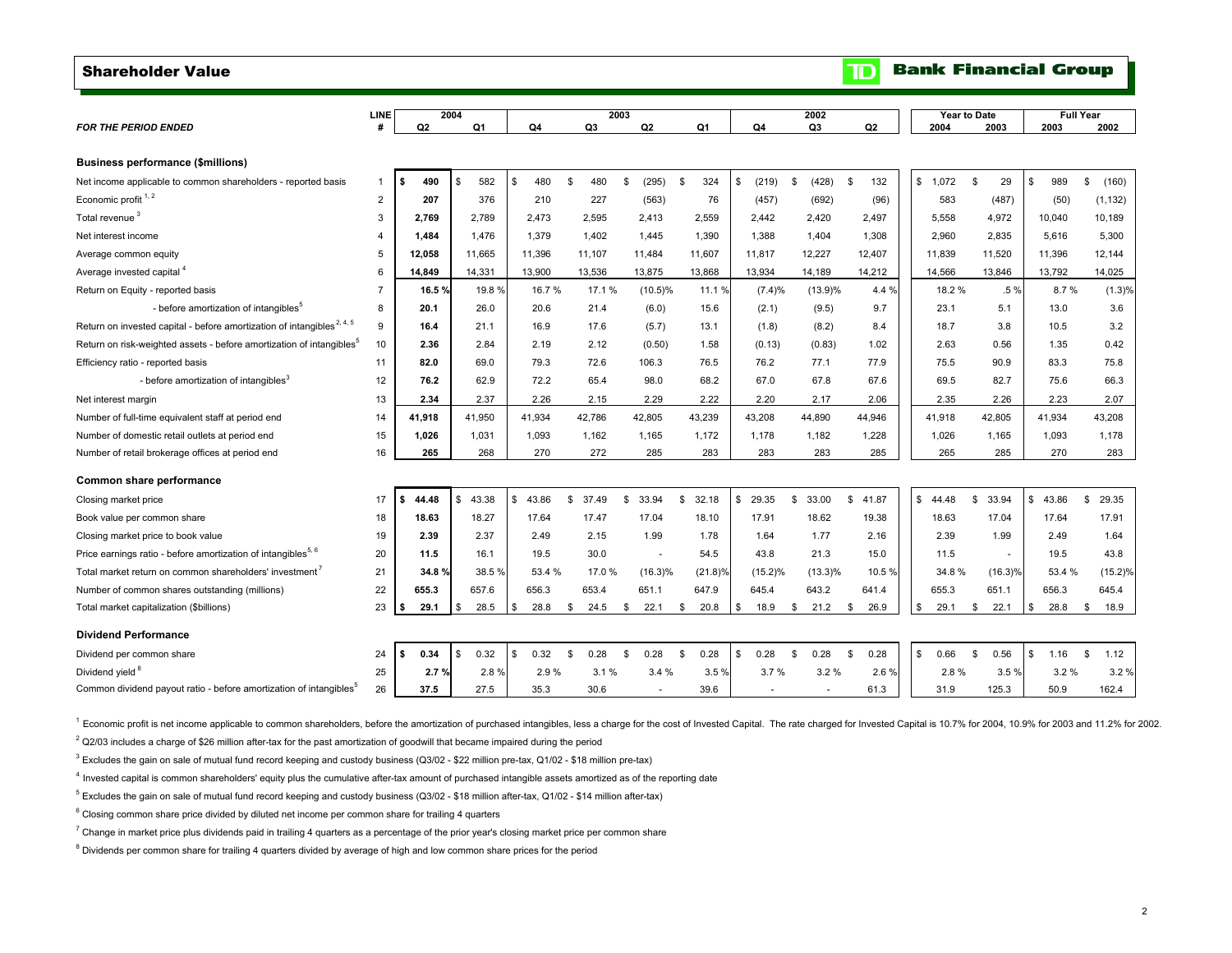# Shareholder Value

TD Bank Financial Group

| FOR THE PERIOD ENDED | LINE # | 2004 Q2 | 2004 Q1 | 2003 Q4 | 2003 Q3 | 2003 Q2 | 2003 Q1 | 2002 Q4 | 2002 Q3 | 2002 Q2 | Year to Date 2004 | Year to Date 2003 | Full Year 2003 | Full Year 2002 |
|---|---|---|---|---|---|---|---|---|---|---|---|---|---|---|
| **Business performance ($millions)** | | | | | | | | | | | | | | |
| Net income applicable to common shareholders - reported basis | 1 | **$ 490** | $ 582 | $ 480 | $ 480 | $ (295) | $ 324 | $ (219) | $ (428) | $ 132 | $ 1,072 | $ 29 | $ 989 | $ (160) |
| Economic profit [1, 2] | 2 | **207** | 376 | 210 | 227 | (563) | 76 | (457) | (692) | (96) | 583 | (487) | (50) | (1,132) |
| Total revenue [3] | 3 | **2,769** | 2,789 | 2,473 | 2,595 | 2,413 | 2,559 | 2,442 | 2,420 | 2,497 | 5,558 | 4,972 | 10,040 | 10,189 |
| Net interest income | 4 | **1,484** | 1,476 | 1,379 | 1,402 | 1,445 | 1,390 | 1,388 | 1,404 | 1,308 | 2,960 | 2,835 | 5,616 | 5,300 |
| Average common equity | 5 | **12,058** | 11,665 | 11,396 | 11,107 | 11,484 | 11,607 | 11,817 | 12,227 | 12,407 | 11,839 | 11,520 | 11,396 | 12,144 |
| Average invested capital [4] | 6 | **14,849** | 14,331 | 13,900 | 13,536 | 13,875 | 13,868 | 13,934 | 14,189 | 14,212 | 14,566 | 13,846 | 13,792 | 14,025 |
| Return on Equity - reported basis | 7 | **16.5 %** | 19.8 % | 16.7 % | 17.1 % | (10.5)% | 11.1 % | (7.4)% | (13.9)% | 4.4 % | 18.2 % | .5 % | 8.7 % | (1.3)% |
| - before amortization of intangibles[5] | 8 | **20.1** | 26.0 | 20.6 | 21.4 | (6.0) | 15.6 | (2.1) | (9.5) | 9.7 | 23.1 | 5.1 | 13.0 | 3.6 |
| Return on invested capital - before amortization of intangibles [2, 4, 5] | 9 | **16.4** | 21.1 | 16.9 | 17.6 | (5.7) | 13.1 | (1.8) | (8.2) | 8.4 | 18.7 | 3.8 | 10.5 | 3.2 |
| Return on risk-weighted assets - before amortization of intangibles[5] | 10 | **2.36** | 2.84 | 2.19 | 2.12 | (0.50) | 1.58 | (0.13) | (0.83) | 1.02 | 2.63 | 0.56 | 1.35 | 0.42 |
| Efficiency ratio - reported basis | 11 | **82.0** | 69.0 | 79.3 | 72.6 | 106.3 | 76.5 | 76.2 | 77.1 | 77.9 | 75.5 | 90.9 | 83.3 | 75.8 |
| - before amortization of intangibles[3] | 12 | **76.2** | 62.9 | 72.2 | 65.4 | 98.0 | 68.2 | 67.0 | 67.8 | 67.6 | 69.5 | 82.7 | 75.6 | 66.3 |
| Net interest margin | 13 | **2.34** | 2.37 | 2.26 | 2.15 | 2.29 | 2.22 | 2.20 | 2.17 | 2.06 | 2.35 | 2.26 | 2.23 | 2.07 |
| Number of full-time equivalent staff at period end | 14 | **41,918** | 41,950 | 41,934 | 42,786 | 42,805 | 43,239 | 43,208 | 44,890 | 44,946 | 41,918 | 42,805 | 41,934 | 43,208 |
| Number of domestic retail outlets at period end | 15 | **1,026** | 1,031 | 1,093 | 1,162 | 1,165 | 1,172 | 1,178 | 1,182 | 1,228 | 1,026 | 1,165 | 1,093 | 1,178 |
| Number of retail brokerage offices at period end | 16 | **265** | 268 | 270 | 272 | 285 | 283 | 283 | 283 | 285 | 265 | 285 | 270 | 283 |
| **Common share performance** | | | | | | | | | | | | | | |
| Closing market price | 17 | **$ 44.48** | $ 43.38 | $ 43.86 | $ 37.49 | $ 33.94 | $ 32.18 | $ 29.35 | $ 33.00 | $ 41.87 | $ 44.48 | $ 33.94 | $ 43.86 | $ 29.35 |
| Book value per common share | 18 | **18.63** | 18.27 | 17.64 | 17.47 | 17.04 | 18.10 | 17.91 | 18.62 | 19.38 | 18.63 | 17.04 | 17.64 | 17.91 |
| Closing market price to book value | 19 | **2.39** | 2.37 | 2.49 | 2.15 | 1.99 | 1.78 | 1.64 | 1.77 | 2.16 | 2.39 | 1.99 | 2.49 | 1.64 |
| Price earnings ratio - before amortization of intangibles[5, 6] | 20 | **11.5** | 16.1 | 19.5 | 30.0 | - | 54.5 | 43.8 | 21.3 | 15.0 | 11.5 | - | 19.5 | 43.8 |
| Total market return on common shareholders' investment [7] | 21 | **34.8 %** | 38.5 % | 53.4 % | 17.0 % | (16.3)% | (21.8)% | (15.2)% | (13.3)% | 10.5 % | 34.8 % | (16.3)% | 53.4 % | (15.2)% |
| Number of common shares outstanding (millions) | 22 | **655.3** | 657.6 | 656.3 | 653.4 | 651.1 | 647.9 | 645.4 | 643.2 | 641.4 | 655.3 | 651.1 | 656.3 | 645.4 |
| Total market capitalization ($billions) | 23 | **$ 29.1** | $ 28.5 | $ 28.8 | $ 24.5 | $ 22.1 | $ 20.8 | $ 18.9 | $ 21.2 | $ 26.9 | $ 29.1 | $ 22.1 | $ 28.8 | $ 18.9 |
| **Dividend Performance** | | | | | | | | | | | | | | |
| Dividend per common share | 24 | **$ 0.34** | $ 0.32 | $ 0.32 | $ 0.28 | $ 0.28 | $ 0.28 | $ 0.28 | $ 0.28 | $ 0.28 | $ 0.66 | $ 0.56 | $ 1.16 | $ 1.12 |
| Dividend yield [8] | 25 | **2.7 %** | 2.8 % | 2.9 % | 3.1 % | 3.4 % | 3.5 % | 3.7 % | 3.2 % | 2.6 % | 2.8 % | 3.5 % | 3.2 % | 3.2 % |
| Common dividend payout ratio - before amortization of intangibles[5] | 26 | **37.5** | 27.5 | 35.3 | 30.6 | - | 39.6 | - | - | 61.3 | 31.9 | 125.3 | 50.9 | 162.4 |

[1] Economic profit is net income applicable to common shareholders, before the amortization of purchased intangibles, less a charge for the cost of Invested Capital. The rate charged for Invested Capital is 10.7% for 2004, 10.9% for 2003 and 11.2% for 2002.

[2] Q2/03 includes a charge of $26 million after-tax for the past amortization of goodwill that became impaired during the period

[3] Excludes the gain on sale of mutual fund record keeping and custody business (Q3/02 - $22 million pre-tax, Q1/02 - $18 million pre-tax)

[4] Invested capital is common shareholders' equity plus the cumulative after-tax amount of purchased intangible assets amortized as of the reporting date

[5] Excludes the gain on sale of mutual fund record keeping and custody business (Q3/02 - $18 million after-tax, Q1/02 - $14 million after-tax)

[6] Closing common share price divided by diluted net income per common share for trailing 4 quarters

[7] Change in market price plus dividends paid in trailing 4 quarters as a percentage of the prior year's closing market price per common share

[8] Dividends per common share for trailing 4 quarters divided by average of high and low common share prices for the period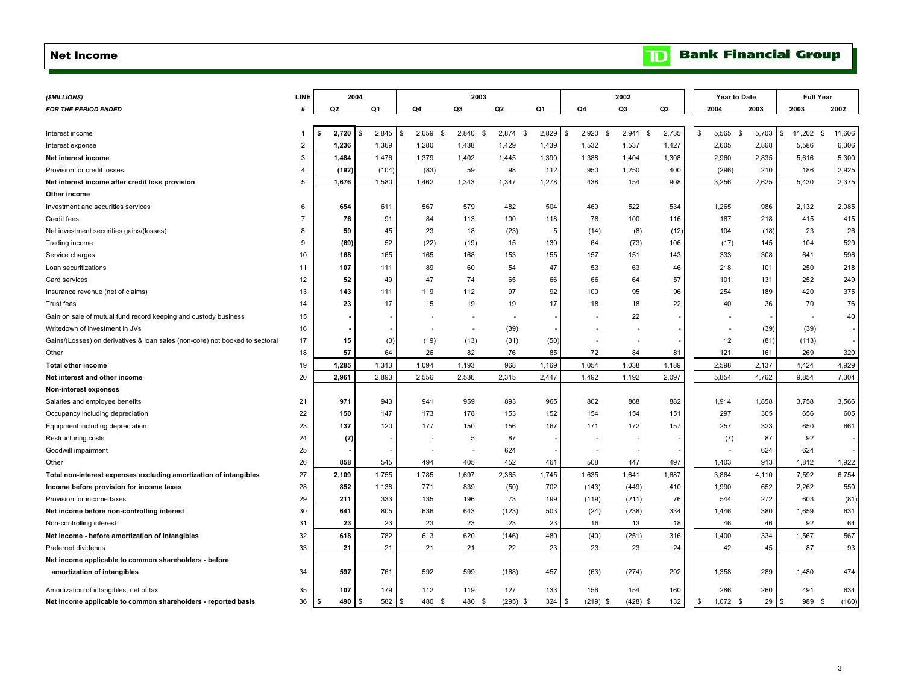## Net Income

**TD Bank Financial Group**

| *($MILLIONS)* | LINE | 2004 | | 2003 | | | | 2002 | | | Year to Date | | Full Year | |
|---|---|---|---|---|---|---|---|---|---|---|---|---|---|---|
| *FOR THE PERIOD ENDED* | # | Q2 | Q1 | Q4 | Q3 | Q2 | Q1 | Q4 | Q3 | Q2 | 2004 | 2003 | 2003 | 2002 |
| Interest income | 1 | **$ 2,720** | $ 2,845 | $ 2,659 | $ 2,840 | $ 2,874 | $ 2,829 | $ 2,920 | $ 2,941 | $ 2,735 | $ 5,565 | $ 5,703 | $ 11,202 | $ 11,606 |
| Interest expense | 2 | **1,236** | 1,369 | 1,280 | 1,438 | 1,429 | 1,439 | 1,532 | 1,537 | 1,427 | 2,605 | 2,868 | 5,586 | 6,306 |
| **Net interest income** | 3 | **1,484** | 1,476 | 1,379 | 1,402 | 1,445 | 1,390 | 1,388 | 1,404 | 1,308 | 2,960 | 2,835 | 5,616 | 5,300 |
| Provision for credit losses | 4 | **(192)** | (104) | (83) | 59 | 98 | 112 | 950 | 1,250 | 400 | (296) | 210 | 186 | 2,925 |
| **Net interest income after credit loss provision** | 5 | **1,676** | 1,580 | 1,462 | 1,343 | 1,347 | 1,278 | 438 | 154 | 908 | 3,256 | 2,625 | 5,430 | 2,375 |
| **Other income** | | | | | | | | | | | | | | |
| Investment and securities services | 6 | **654** | 611 | 567 | 579 | 482 | 504 | 460 | 522 | 534 | 1,265 | 986 | 2,132 | 2,085 |
| Credit fees | 7 | **76** | 91 | 84 | 113 | 100 | 118 | 78 | 100 | 116 | 167 | 218 | 415 | 415 |
| Net investment securities gains/(losses) | 8 | **59** | 45 | 23 | 18 | (23) | 5 | (14) | (8) | (12) | 104 | (18) | 23 | 26 |
| Trading income | 9 | **(69)** | 52 | (22) | (19) | 15 | 130 | 64 | (73) | 106 | (17) | 145 | 104 | 529 |
| Service charges | 10 | **168** | 165 | 165 | 168 | 153 | 155 | 157 | 151 | 143 | 333 | 308 | 641 | 596 |
| Loan securitizations | 11 | **107** | 111 | 89 | 60 | 54 | 47 | 53 | 63 | 46 | 218 | 101 | 250 | 218 |
| Card services | 12 | **52** | 49 | 47 | 74 | 65 | 66 | 66 | 64 | 57 | 101 | 131 | 252 | 249 |
| Insurance revenue (net of claims) | 13 | **143** | 111 | 119 | 112 | 97 | 92 | 100 | 95 | 96 | 254 | 189 | 420 | 375 |
| Trust fees | 14 | **23** | 17 | 15 | 19 | 19 | 17 | 18 | 18 | 22 | 40 | 36 | 70 | 76 |
| Gain on sale of mutual fund record keeping and custody business | 15 | **-** | - | - | - | - | - | - | 22 | - | - | - | - | 40 |
| Writedown of investment in JVs | 16 | **-** | - | - | - | (39) | - | - | - | - | - | (39) | (39) | - |
| Gains/(Losses) on derivatives & loan sales (non-core) not booked to sectoral | 17 | **15** | (3) | (19) | (13) | (31) | (50) | - | - | - | 12 | (81) | (113) | - |
| Other | 18 | **57** | 64 | 26 | 82 | 76 | 85 | 72 | 84 | 81 | 121 | 161 | 269 | 320 |
| **Total other income** | 19 | **1,285** | 1,313 | 1,094 | 1,193 | 968 | 1,169 | 1,054 | 1,038 | 1,189 | 2,598 | 2,137 | 4,424 | 4,929 |
| **Net interest and other income** | 20 | **2,961** | 2,893 | 2,556 | 2,536 | 2,315 | 2,447 | 1,492 | 1,192 | 2,097 | 5,854 | 4,762 | 9,854 | 7,304 |
| **Non-interest expenses** | | | | | | | | | | | | | | |
| Salaries and employee benefits | 21 | **971** | 943 | 941 | 959 | 893 | 965 | 802 | 868 | 882 | 1,914 | 1,858 | 3,758 | 3,566 |
| Occupancy including depreciation | 22 | **150** | 147 | 173 | 178 | 153 | 152 | 154 | 154 | 151 | 297 | 305 | 656 | 605 |
| Equipment including depreciation | 23 | **137** | 120 | 177 | 150 | 156 | 167 | 171 | 172 | 157 | 257 | 323 | 650 | 661 |
| Restructuring costs | 24 | **(7)** | - | - | 5 | 87 | - | - | - | - | (7) | 87 | 92 | - |
| Goodwill impairment | 25 | **-** | - | - | - | 624 | - | - | - | - | - | 624 | 624 | - |
| Other | 26 | **858** | 545 | 494 | 405 | 452 | 461 | 508 | 447 | 497 | 1,403 | 913 | 1,812 | 1,922 |
| **Total non-interest expenses excluding amortization of intangibles** | 27 | **2,109** | 1,755 | 1,785 | 1,697 | 2,365 | 1,745 | 1,635 | 1,641 | 1,687 | 3,864 | 4,110 | 7,592 | 6,754 |
| **Income before provision for income taxes** | 28 | **852** | 1,138 | 771 | 839 | (50) | 702 | (143) | (449) | 410 | 1,990 | 652 | 2,262 | 550 |
| Provision for income taxes | 29 | **211** | 333 | 135 | 196 | 73 | 199 | (119) | (211) | 76 | 544 | 272 | 603 | (81) |
| **Net income before non-controlling interest** | 30 | **641** | 805 | 636 | 643 | (123) | 503 | (24) | (238) | 334 | 1,446 | 380 | 1,659 | 631 |
| Non-controlling interest | 31 | **23** | 23 | 23 | 23 | 23 | 23 | 16 | 13 | 18 | 46 | 46 | 92 | 64 |
| **Net income - before amortization of intangibles** | 32 | **618** | 782 | 613 | 620 | (146) | 480 | (40) | (251) | 316 | 1,400 | 334 | 1,567 | 567 |
| Preferred dividends | 33 | **21** | 21 | 21 | 21 | 22 | 23 | 23 | 23 | 24 | 42 | 45 | 87 | 93 |
| **Net income applicable to common shareholders - before amortization of intangibles** | 34 | **597** | 761 | 592 | 599 | (168) | 457 | (63) | (274) | 292 | 1,358 | 289 | 1,480 | 474 |
| Amortization of intangibles, net of tax | 35 | **107** | 179 | 112 | 119 | 127 | 133 | 156 | 154 | 160 | 286 | 260 | 491 | 634 |
| **Net income applicable to common shareholders - reported basis** | 36 | **$ 490** | $ 582 | $ 480 | $ 480 | $ (295) | $ 324 | $ (219) | $ (428) | $ 132 | $ 1,072 | $ 29 | $ 989 | $ (160) |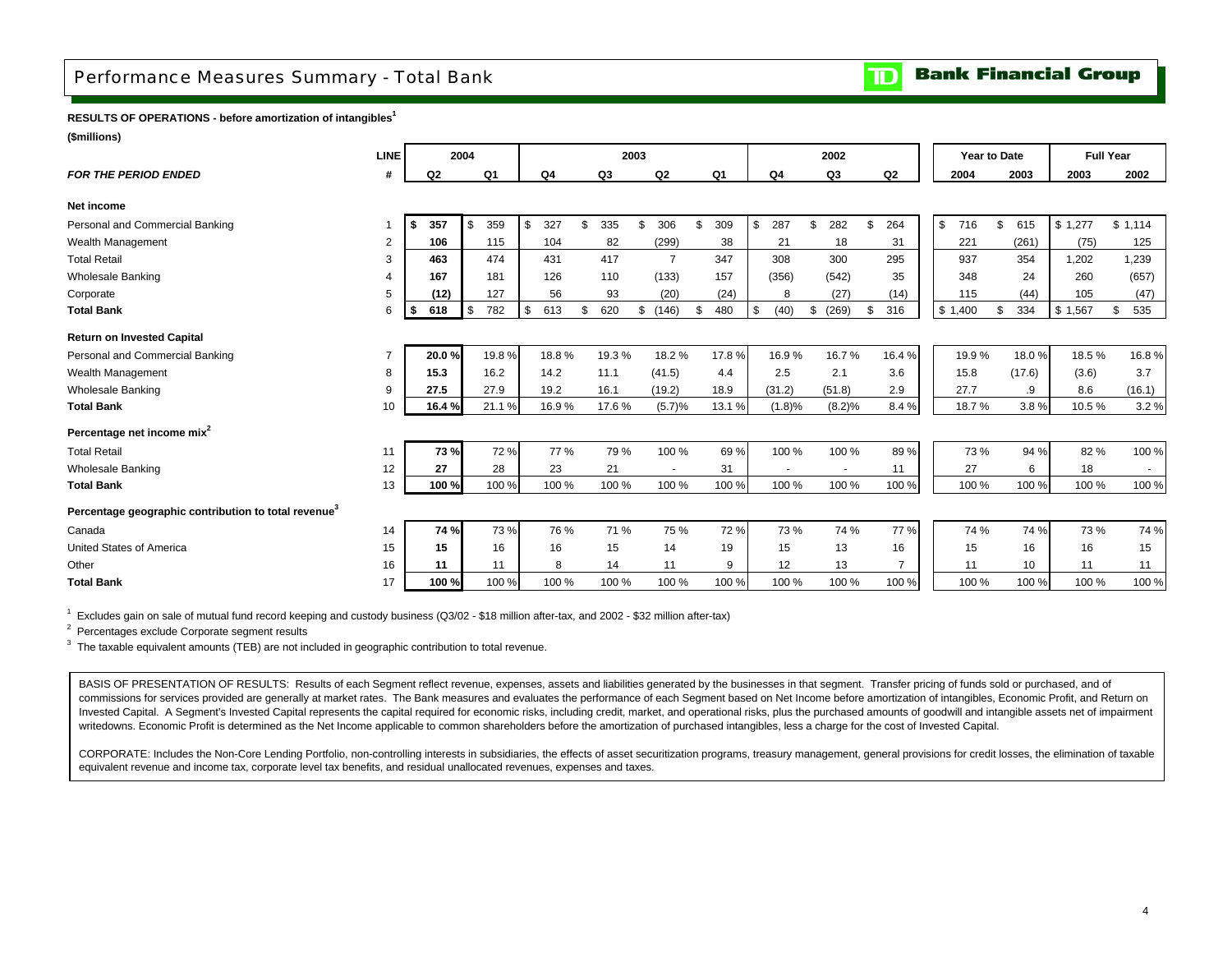# Performance Measures Summary - Total Bank

**TD Bank Financial Group**

**RESULTS OF OPERATIONS - before amortization of intangibles[1]**

**($millions)**

| | LINE | 2004 | | 2003 | | | | 2002 | | | Year to Date | | Full Year | |
|---|---|---|---|---|---|---|---|---|---|---|---|---|---|---|
| ***FOR THE PERIOD ENDED*** | **#** | **Q2** | **Q1** | **Q4** | **Q3** | **Q2** | **Q1** | **Q4** | **Q3** | **Q2** | **2004** | **2003** | **2003** | **2002** |
| **Net income** | | | | | | | | | | | | | | |
| Personal and Commercial Banking | 1 | **$ 357** | $ 359 | $ 327 | $ 335 | $ 306 | $ 309 | $ 287 | $ 282 | $ 264 | $ 716 | $ 615 | $ 1,277 | $ 1,114 |
| Wealth Management | 2 | **106** | 115 | 104 | 82 | (299) | 38 | 21 | 18 | 31 | 221 | (261) | (75) | 125 |
| Total Retail | 3 | **463** | 474 | 431 | 417 | 7 | 347 | 308 | 300 | 295 | 937 | 354 | 1,202 | 1,239 |
| Wholesale Banking | 4 | **167** | 181 | 126 | 110 | (133) | 157 | (356) | (542) | 35 | 348 | 24 | 260 | (657) |
| Corporate | 5 | **(12)** | 127 | 56 | 93 | (20) | (24) | 8 | (27) | (14) | 115 | (44) | 105 | (47) |
| **Total Bank** | 6 | **$ 618** | $ 782 | $ 613 | $ 620 | $ (146) | $ 480 | $ (40) | $ (269) | $ 316 | $ 1,400 | $ 334 | $ 1,567 | $ 535 |
| **Return on Invested Capital** | | | | | | | | | | | | | | |
| Personal and Commercial Banking | 7 | **20.0 %** | 19.8 % | 18.8 % | 19.3 % | 18.2 % | 17.8 % | 16.9 % | 16.7 % | 16.4 % | 19.9 % | 18.0 % | 18.5 % | 16.8 % |
| Wealth Management | 8 | **15.3** | 16.2 | 14.2 | 11.1 | (41.5) | 4.4 | 2.5 | 2.1 | 3.6 | 15.8 | (17.6) | (3.6) | 3.7 |
| Wholesale Banking | 9 | **27.5** | 27.9 | 19.2 | 16.1 | (19.2) | 18.9 | (31.2) | (51.8) | 2.9 | 27.7 | .9 | 8.6 | (16.1) |
| **Total Bank** | 10 | **16.4 %** | 21.1 % | 16.9 % | 17.6 % | (5.7)% | 13.1 % | (1.8)% | (8.2)% | 8.4 % | 18.7 % | 3.8 % | 10.5 % | 3.2 % |
| **Percentage net income mix[2]** | | | | | | | | | | | | | | |
| Total Retail | 11 | **73 %** | 72 % | 77 % | 79 % | 100 % | 69 % | 100 % | 100 % | 89 % | 73 % | 94 % | 82 % | 100 % |
| Wholesale Banking | 12 | **27** | 28 | 23 | 21 | - | 31 | - | - | 11 | 27 | 6 | 18 | - |
| **Total Bank** | 13 | **100 %** | 100 % | 100 % | 100 % | 100 % | 100 % | 100 % | 100 % | 100 % | 100 % | 100 % | 100 % | 100 % |
| **Percentage geographic contribution to total revenue[3]** | | | | | | | | | | | | | | |
| Canada | 14 | **74 %** | 73 % | 76 % | 71 % | 75 % | 72 % | 73 % | 74 % | 77 % | 74 % | 74 % | 73 % | 74 % |
| United States of America | 15 | **15** | 16 | 16 | 15 | 14 | 19 | 15 | 13 | 16 | 15 | 16 | 16 | 15 |
| Other | 16 | **11** | 11 | 8 | 14 | 11 | 9 | 12 | 13 | 7 | 11 | 10 | 11 | 11 |
| **Total Bank** | 17 | **100 %** | 100 % | 100 % | 100 % | 100 % | 100 % | 100 % | 100 % | 100 % | 100 % | 100 % | 100 % | 100 % |

[1] Excludes gain on sale of mutual fund record keeping and custody business (Q3/02 - $18 million after-tax, and 2002 - $32 million after-tax)

[2] Percentages exclude Corporate segment results

[3] The taxable equivalent amounts (TEB) are not included in geographic contribution to total revenue.

BASIS OF PRESENTATION OF RESULTS: Results of each Segment reflect revenue, expenses, assets and liabilities generated by the businesses in that segment. Transfer pricing of funds sold or purchased, and of commissions for services provided are generally at market rates. The Bank measures and evaluates the performance of each Segment based on Net Income before amortization of intangibles, Economic Profit, and Return on Invested Capital. A Segment's Invested Capital represents the capital required for economic risks, including credit, market, and operational risks, plus the purchased amounts of goodwill and intangible assets net of impairment writedowns. Economic Profit is determined as the Net Income applicable to common shareholders before the amortization of purchased intangibles, less a charge for the cost of Invested Capital.

CORPORATE: Includes the Non-Core Lending Portfolio, non-controlling interests in subsidiaries, the effects of asset securitization programs, treasury management, general provisions for credit losses, the elimination of taxable equivalent revenue and income tax, corporate level tax benefits, and residual unallocated revenues, expenses and taxes.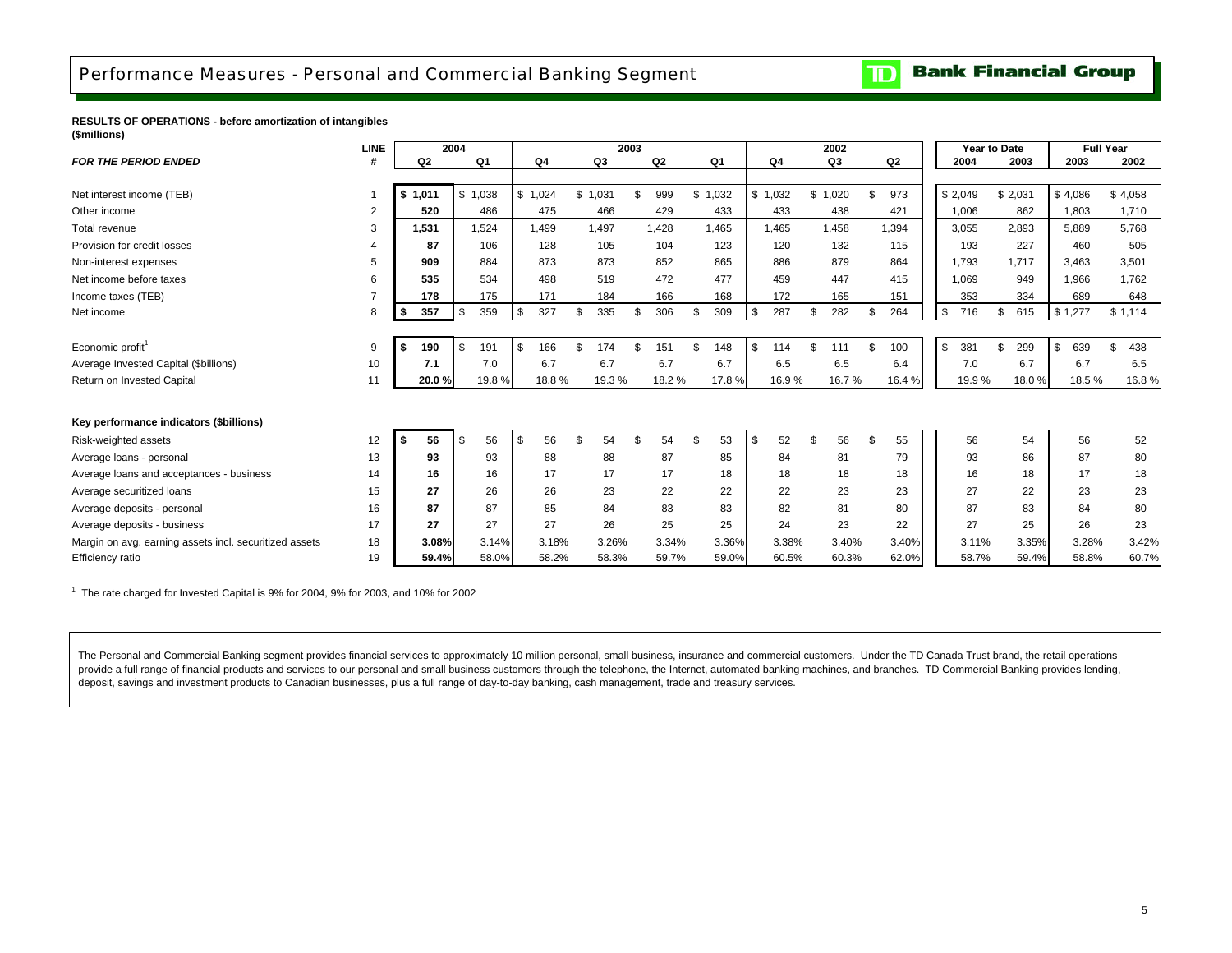# Performance Measures - Personal and Commercial Banking Segment

**TD Bank Financial Group**

**RESULTS OF OPERATIONS - before amortization of intangibles**
**($millions)**

| | LINE | 2004 | | 2003 | | | | 2002 | | | Year to Date | | Full Year | |
|---|---|---|---|---|---|---|---|---|---|---|---|---|---|---|
| ***FOR THE PERIOD ENDED*** | **#** | **Q2** | **Q1** | **Q4** | **Q3** | **Q2** | **Q1** | **Q4** | **Q3** | **Q2** | **2004** | **2003** | **2003** | **2002** |
| Net interest income (TEB) | 1 | **$ 1,011** | $ 1,038 | $ 1,024 | $ 1,031 | $ 999 | $ 1,032 | $ 1,032 | $ 1,020 | $ 973 | $ 2,049 | $ 2,031 | $ 4,086 | $ 4,058 |
| Other income | 2 | **520** | 486 | 475 | 466 | 429 | 433 | 433 | 438 | 421 | 1,006 | 862 | 1,803 | 1,710 |
| Total revenue | 3 | **1,531** | 1,524 | 1,499 | 1,497 | 1,428 | 1,465 | 1,465 | 1,458 | 1,394 | 3,055 | 2,893 | 5,889 | 5,768 |
| Provision for credit losses | 4 | **87** | 106 | 128 | 105 | 104 | 123 | 120 | 132 | 115 | 193 | 227 | 460 | 505 |
| Non-interest expenses | 5 | **909** | 884 | 873 | 873 | 852 | 865 | 886 | 879 | 864 | 1,793 | 1,717 | 3,463 | 3,501 |
| Net income before taxes | 6 | **535** | 534 | 498 | 519 | 472 | 477 | 459 | 447 | 415 | 1,069 | 949 | 1,966 | 1,762 |
| Income taxes (TEB) | 7 | **178** | 175 | 171 | 184 | 166 | 168 | 172 | 165 | 151 | 353 | 334 | 689 | 648 |
| Net income | 8 | **$ 357** | $ 359 | $ 327 | $ 335 | $ 306 | $ 309 | $ 287 | $ 282 | $ 264 | $ 716 | $ 615 | $ 1,277 | $ 1,114 |
| Economic profit[1] | 9 | **$ 190** | $ 191 | $ 166 | $ 174 | $ 151 | $ 148 | $ 114 | $ 111 | $ 100 | $ 381 | $ 299 | $ 639 | $ 438 |
| Average Invested Capital ($billions) | 10 | **7.1** | 7.0 | 6.7 | 6.7 | 6.7 | 6.7 | 6.5 | 6.5 | 6.4 | 7.0 | 6.7 | 6.7 | 6.5 |
| Return on Invested Capital | 11 | **20.0 %** | 19.8 % | 18.8 % | 19.3 % | 18.2 % | 17.8 % | 16.9 % | 16.7 % | 16.4 % | 19.9 % | 18.0 % | 18.5 % | 16.8 % |
| **Key performance indicators ($billions)** | | | | | | | | | | | | | | |
| Risk-weighted assets | 12 | **$ 56** | $ 56 | $ 56 | $ 54 | $ 54 | $ 53 | $ 52 | $ 56 | $ 55 | 56 | 54 | 56 | 52 |
| Average loans - personal | 13 | **93** | 93 | 88 | 88 | 87 | 85 | 84 | 81 | 79 | 93 | 86 | 87 | 80 |
| Average loans and acceptances - business | 14 | **16** | 16 | 17 | 17 | 17 | 18 | 18 | 18 | 18 | 16 | 18 | 17 | 18 |
| Average securitized loans | 15 | **27** | 26 | 26 | 23 | 22 | 22 | 22 | 23 | 23 | 27 | 22 | 23 | 23 |
| Average deposits - personal | 16 | **87** | 87 | 85 | 84 | 83 | 83 | 82 | 81 | 80 | 87 | 83 | 84 | 80 |
| Average deposits - business | 17 | **27** | 27 | 27 | 26 | 25 | 25 | 24 | 23 | 22 | 27 | 25 | 26 | 23 |
| Margin on avg. earning assets incl. securitized assets | 18 | **3.08%** | 3.14% | 3.18% | 3.26% | 3.34% | 3.36% | 3.38% | 3.40% | 3.40% | 3.11% | 3.35% | 3.28% | 3.42% |
| Efficiency ratio | 19 | **59.4%** | 58.0% | 58.2% | 58.3% | 59.7% | 59.0% | 60.5% | 60.3% | 62.0% | 58.7% | 59.4% | 58.8% | 60.7% |

[1] The rate charged for Invested Capital is 9% for 2004, 9% for 2003, and 10% for 2002

The Personal and Commercial Banking segment provides financial services to approximately 10 million personal, small business, insurance and commercial customers. Under the TD Canada Trust brand, the retail operations provide a full range of financial products and services to our personal and small business customers through the telephone, the Internet, automated banking machines, and branches. TD Commercial Banking provides lending, deposit, savings and investment products to Canadian businesses, plus a full range of day-to-day banking, cash management, trade and treasury services.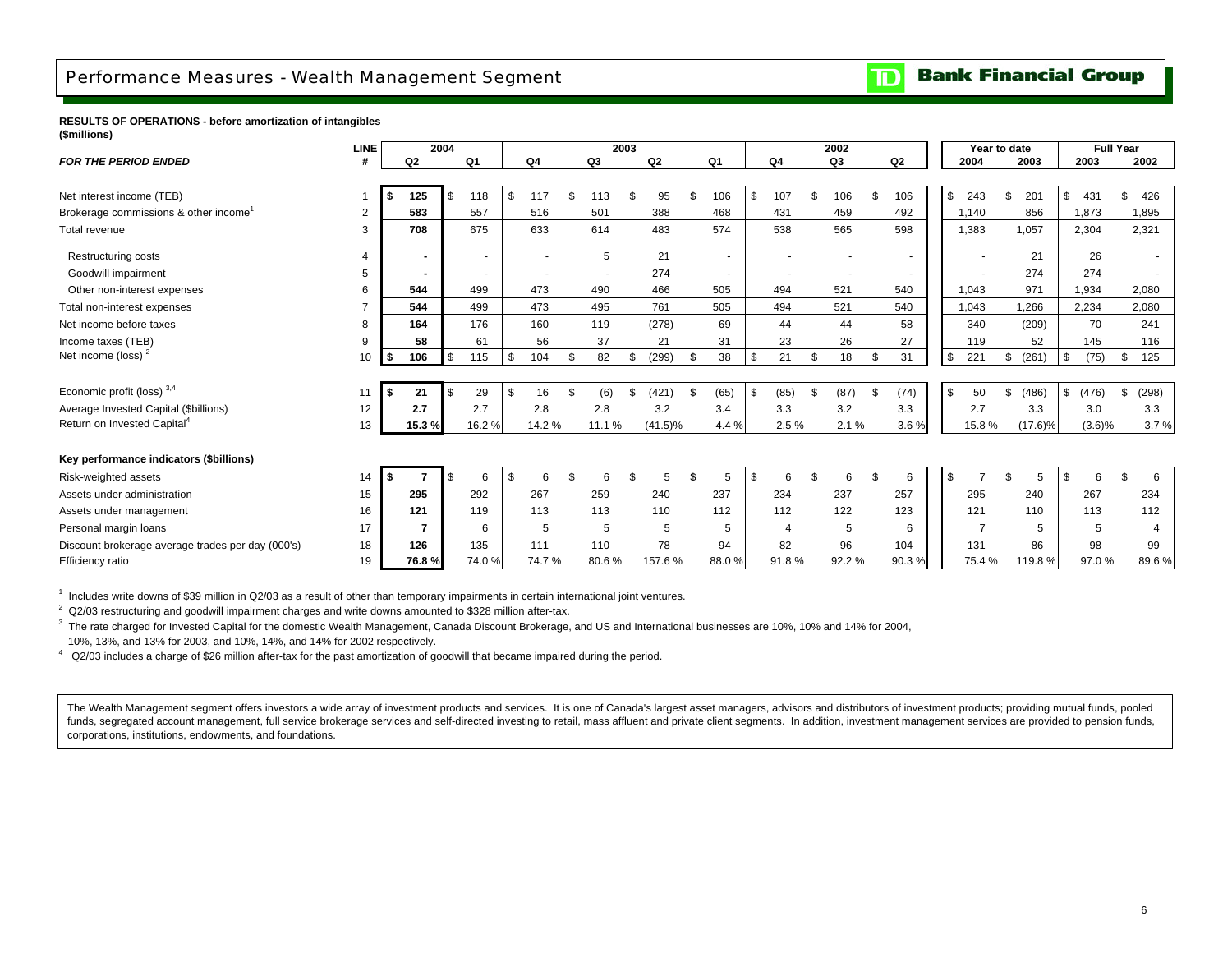# Performance Measures - Wealth Management Segment

**Bank Financial Group**

**RESULTS OF OPERATIONS - before amortization of intangibles**
**($millions)**

| *FOR THE PERIOD ENDED* | LINE # | 2004 Q2 | 2004 Q1 | 2003 Q4 | 2003 Q3 | 2003 Q2 | 2003 Q1 | 2002 Q4 | 2002 Q3 | 2002 Q2 | Year to date 2004 | Year to date 2003 | Full Year 2003 | Full Year 2002 |
|---|---|---|---|---|---|---|---|---|---|---|---|---|---|---|
| Net interest income (TEB) | 1 | $ 125 | $ 118 | $ 117 | $ 113 | $ 95 | $ 106 | $ 107 | $ 106 | $ 106 | $ 243 | $ 201 | $ 431 | $ 426 |
| Brokerage commissions & other income[1] | 2 | 583 | 557 | 516 | 501 | 388 | 468 | 431 | 459 | 492 | 1,140 | 856 | 1,873 | 1,895 |
| Total revenue | 3 | 708 | 675 | 633 | 614 | 483 | 574 | 538 | 565 | 598 | 1,383 | 1,057 | 2,304 | 2,321 |
| Restructuring costs | 4 | - | - | - | 5 | 21 | - | - | - | - | - | 21 | 26 | - |
| Goodwill impairment | 5 | - | - | - | - | 274 | - | - | - | - | - | 274 | 274 | - |
| Other non-interest expenses | 6 | 544 | 499 | 473 | 490 | 466 | 505 | 494 | 521 | 540 | 1,043 | 971 | 1,934 | 2,080 |
| Total non-interest expenses | 7 | 544 | 499 | 473 | 495 | 761 | 505 | 494 | 521 | 540 | 1,043 | 1,266 | 2,234 | 2,080 |
| Net income before taxes | 8 | 164 | 176 | 160 | 119 | (278) | 69 | 44 | 44 | 58 | 340 | (209) | 70 | 241 |
| Income taxes (TEB) | 9 | 58 | 61 | 56 | 37 | 21 | 31 | 23 | 26 | 27 | 119 | 52 | 145 | 116 |
| Net income (loss) [2] | 10 | $ 106 | $ 115 | $ 104 | $ 82 | $ (299) | $ 38 | $ 21 | $ 18 | $ 31 | $ 221 | $ (261) | $ (75) | $ 125 |
| Economic profit (loss) [3,4] | 11 | $ 21 | $ 29 | $ 16 | $ (6) | $ (421) | $ (65) | $ (85) | $ (87) | $ (74) | $ 50 | $ (486) | $ (476) | $ (298) |
| Average Invested Capital ($billions) | 12 | 2.7 | 2.7 | 2.8 | 2.8 | 3.2 | 3.4 | 3.3 | 3.2 | 3.3 | 2.7 | 3.3 | 3.0 | 3.3 |
| Return on Invested Capital[4] | 13 | 15.3 % | 16.2 % | 14.2 % | 11.1 % | (41.5)% | 4.4 % | 2.5 % | 2.1 % | 3.6 % | 15.8 % | (17.6)% | (3.6)% | 3.7 % |
| **Key performance indicators ($billions)** | | | | | | | | | | | | | | |
| Risk-weighted assets | 14 | $ 7 | $ 6 | $ 6 | $ 6 | $ 5 | $ 5 | $ 6 | $ 6 | $ 6 | $ 7 | $ 5 | $ 6 | $ 6 |
| Assets under administration | 15 | 295 | 292 | 267 | 259 | 240 | 237 | 234 | 237 | 257 | 295 | 240 | 267 | 234 |
| Assets under management | 16 | 121 | 119 | 113 | 113 | 110 | 112 | 112 | 122 | 123 | 121 | 110 | 113 | 112 |
| Personal margin loans | 17 | 7 | 6 | 5 | 5 | 5 | 5 | 4 | 5 | 6 | 7 | 5 | 5 | 4 |
| Discount brokerage average trades per day (000's) | 18 | 126 | 135 | 111 | 110 | 78 | 94 | 82 | 96 | 104 | 131 | 86 | 98 | 99 |
| Efficiency ratio | 19 | 76.8 % | 74.0 % | 74.7 % | 80.6 % | 157.6 % | 88.0 % | 91.8 % | 92.2 % | 90.3 % | 75.4 % | 119.8 % | 97.0 % | 89.6 % |

[1] Includes write downs of $39 million in Q2/03 as a result of other than temporary impairments in certain international joint ventures.

[2] Q2/03 restructuring and goodwill impairment charges and write downs amounted to $328 million after-tax.

[3] The rate charged for Invested Capital for the domestic Wealth Management, Canada Discount Brokerage, and US and International businesses are 10%, 10% and 14% for 2004, 10%, 13%, and 13% for 2003, and 10%, 14%, and 14% for 2002 respectively.

[4] Q2/03 includes a charge of $26 million after-tax for the past amortization of goodwill that became impaired during the period.

The Wealth Management segment offers investors a wide array of investment products and services. It is one of Canada's largest asset managers, advisors and distributors of investment products; providing mutual funds, pooled funds, segregated account management, full service brokerage services and self-directed investing to retail, mass affluent and private client segments. In addition, investment management services are provided to pension funds, corporations, institutions, endowments, and foundations.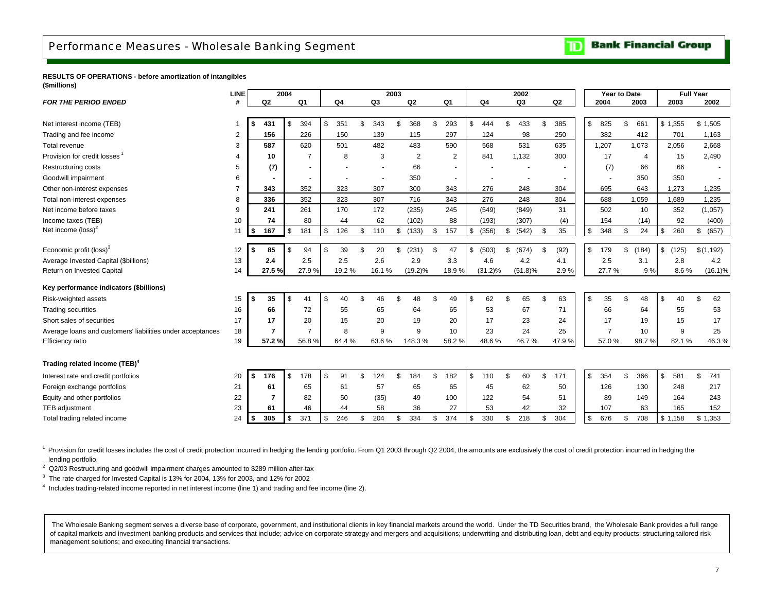# Performance Measures - Wholesale Banking Segment

**Bank Financial Group**

**RESULTS OF OPERATIONS - before amortization of intangibles**
**($millions)**

| *FOR THE PERIOD ENDED* | LINE # | 2004 Q2 | 2004 Q1 | 2003 Q4 | 2003 Q3 | 2003 Q2 | 2003 Q1 | 2002 Q4 | 2002 Q3 | 2002 Q2 | Year to Date 2004 | Year to Date 2003 | Full Year 2003 | Full Year 2002 |
|---|---|---|---|---|---|---|---|---|---|---|---|---|---|---|
| Net interest income (TEB) | 1 | **$ 431** | $ 394 | $ 351 | $ 343 | $ 368 | $ 293 | $ 444 | $ 433 | $ 385 | $ 825 | $ 661 | $ 1,355 | $ 1,505 |
| Trading and fee income | 2 | **156** | 226 | 150 | 139 | 115 | 297 | 124 | 98 | 250 | 382 | 412 | 701 | 1,163 |
| Total revenue | 3 | **587** | 620 | 501 | 482 | 483 | 590 | 568 | 531 | 635 | 1,207 | 1,073 | 2,056 | 2,668 |
| Provision for credit losses [1] | 4 | **10** | 7 | 8 | 3 | 2 | 2 | 841 | 1,132 | 300 | 17 | 4 | 15 | 2,490 |
| Restructuring costs | 5 | **(7)** | - | - | - | 66 | - | - | - | - | (7) | 66 | 66 | - |
| Goodwill impairment | 6 | **-** | - | - | - | 350 | - | - | - | - | - | 350 | 350 | - |
| Other non-interest expenses | 7 | **343** | 352 | 323 | 307 | 300 | 343 | 276 | 248 | 304 | 695 | 643 | 1,273 | 1,235 |
| Total non-interest expenses | 8 | **336** | 352 | 323 | 307 | 716 | 343 | 276 | 248 | 304 | 688 | 1,059 | 1,689 | 1,235 |
| Net income before taxes | 9 | **241** | 261 | 170 | 172 | (235) | 245 | (549) | (849) | 31 | 502 | 10 | 352 | (1,057) |
| Income taxes (TEB) | 10 | **74** | 80 | 44 | 62 | (102) | 88 | (193) | (307) | (4) | 154 | (14) | 92 | (400) |
| Net income (loss) [2] | 11 | **$ 167** | $ 181 | $ 126 | $ 110 | $ (133) | $ 157 | $ (356) | $ (542) | $ 35 | $ 348 | $ 24 | $ 260 | $ (657) |
| Economic profit (loss) [3] | 12 | **$ 85** | $ 94 | $ 39 | $ 20 | $ (231) | $ 47 | $ (503) | $ (674) | $ (92) | $ 179 | $ (184) | $ (125) | $(1,192) |
| Average Invested Capital ($billions) | 13 | **2.4** | 2.5 | 2.5 | 2.6 | 2.9 | 3.3 | 4.6 | 4.2 | 4.1 | 2.5 | 3.1 | 2.8 | 4.2 |
| Return on Invested Capital | 14 | **27.5 %** | 27.9 % | 19.2 % | 16.1 % | (19.2)% | 18.9 % | (31.2)% | (51.8)% | 2.9 % | 27.7 % | .9 % | 8.6 % | (16.1)% |
| **Key performance indicators ($billions)** | | | | | | | | | | | | | | |
| Risk-weighted assets | 15 | **$ 35** | $ 41 | $ 40 | $ 46 | $ 48 | $ 49 | $ 62 | $ 65 | $ 63 | $ 35 | $ 48 | $ 40 | $ 62 |
| Trading securities | 16 | **66** | 72 | 55 | 65 | 64 | 65 | 53 | 67 | 71 | 66 | 64 | 55 | 53 |
| Short sales of securities | 17 | **17** | 20 | 15 | 20 | 19 | 20 | 17 | 23 | 24 | 17 | 19 | 15 | 17 |
| Average loans and customers' liabilities under acceptances | 18 | **7** | 7 | 8 | 9 | 9 | 10 | 23 | 24 | 25 | 7 | 10 | 9 | 25 |
| Efficiency ratio | 19 | **57.2 %** | 56.8 % | 64.4 % | 63.6 % | 148.3 % | 58.2 % | 48.6 % | 46.7 % | 47.9 % | 57.0 % | 98.7 % | 82.1 % | 46.3 % |
| **Trading related income (TEB)** [4] | | | | | | | | | | | | | | |
| Interest rate and credit portfolios | 20 | **$ 176** | $ 178 | $ 91 | $ 124 | $ 184 | $ 182 | $ 110 | $ 60 | $ 171 | $ 354 | $ 366 | $ 581 | $ 741 |
| Foreign exchange portfolios | 21 | **61** | 65 | 61 | 57 | 65 | 65 | 45 | 62 | 50 | 126 | 130 | 248 | 217 |
| Equity and other portfolios | 22 | **7** | 82 | 50 | (35) | 49 | 100 | 122 | 54 | 51 | 89 | 149 | 164 | 243 |
| TEB adjustment | 23 | **61** | 46 | 44 | 58 | 36 | 27 | 53 | 42 | 32 | 107 | 63 | 165 | 152 |
| Total trading related income | 24 | **$ 305** | $ 371 | $ 246 | $ 204 | $ 334 | $ 374 | $ 330 | $ 218 | $ 304 | $ 676 | $ 708 | $ 1,158 | $ 1,353 |

[1] Provision for credit losses includes the cost of credit protection incurred in hedging the lending portfolio. From Q1 2003 through Q2 2004, the amounts are exclusively the cost of credit protection incurred in hedging the lending portfolio.

[2] Q2/03 Restructuring and goodwill impairment charges amounted to $289 million after-tax

[3] The rate charged for Invested Capital is 13% for 2004, 13% for 2003, and 12% for 2002

[4] Includes trading-related income reported in net interest income (line 1) and trading and fee income (line 2).

The Wholesale Banking segment serves a diverse base of corporate, government, and institutional clients in key financial markets around the world. Under the TD Securities brand, the Wholesale Bank provides a full range of capital markets and investment banking products and services that include; advice on corporate strategy and mergers and acquisitions; underwriting and distributing loan, debt and equity products; structuring tailored risk management solutions; and executing financial transactions.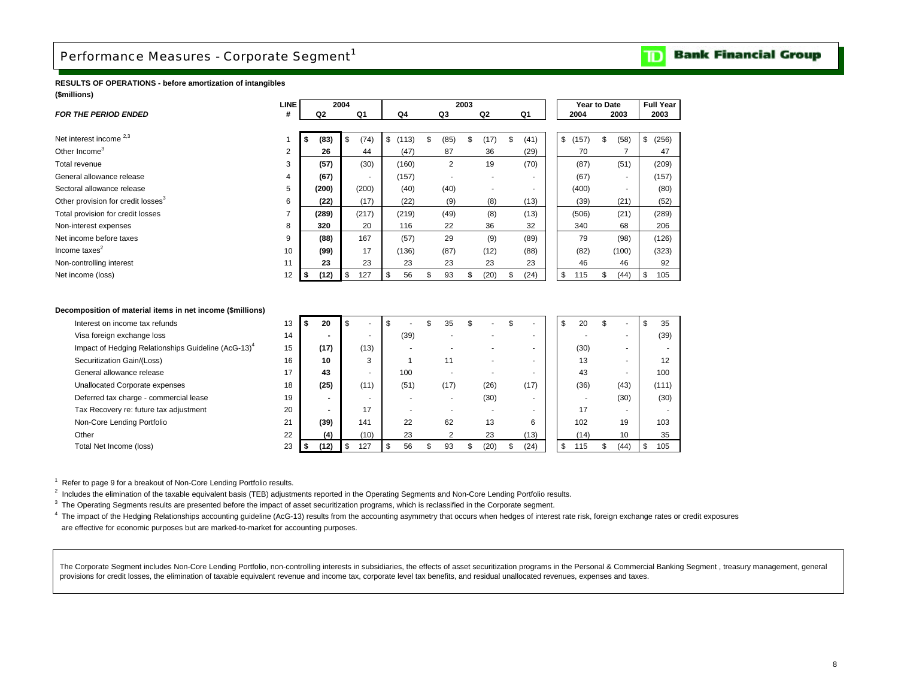# Performance Measures - Corporate Segment[1]

**RESULTS OF OPERATIONS - before amortization of intangibles**
**($millions)**

| FOR THE PERIOD ENDED | LINE # | 2004 Q2 | 2004 Q1 | 2003 Q4 | 2003 Q3 | 2003 Q2 | 2003 Q1 | Year to Date 2004 | Year to Date 2003 | Full Year 2003 |
|---|---|---|---|---|---|---|---|---|---|---|
| Net interest income [2,3] | 1 | $ (83) | $ (74) | $ (113) | $ (85) | $ (17) | $ (41) | $ (157) | $ (58) | $ (256) |
| Other Income[3] | 2 | 26 | 44 | (47) | 87 | 36 | (29) | 70 | 7 | 47 |
| Total revenue | 3 | (57) | (30) | (160) | 2 | 19 | (70) | (87) | (51) | (209) |
| General allowance release | 4 | (67) | - | (157) | - | - | - | (67) | - | (157) |
| Sectoral allowance release | 5 | (200) | (200) | (40) | (40) | - | - | (400) | - | (80) |
| Other provision for credit losses[3] | 6 | (22) | (17) | (22) | (9) | (8) | (13) | (39) | (21) | (52) |
| Total provision for credit losses | 7 | (289) | (217) | (219) | (49) | (8) | (13) | (506) | (21) | (289) |
| Non-interest expenses | 8 | 320 | 20 | 116 | 22 | 36 | 32 | 340 | 68 | 206 |
| Net income before taxes | 9 | (88) | 167 | (57) | 29 | (9) | (89) | 79 | (98) | (126) |
| Income taxes[2] | 10 | (99) | 17 | (136) | (87) | (12) | (88) | (82) | (100) | (323) |
| Non-controlling interest | 11 | 23 | 23 | 23 | 23 | 23 | 23 | 46 | 46 | 92 |
| Net income (loss) | 12 | $ (12) | $ 127 | $ 56 | $ 93 | $ (20) | $ (24) | $ 115 | $ (44) | $ 105 |

**Decomposition of material items in net income ($millions)**

| | LINE # | 2004 Q2 | 2004 Q1 | 2003 Q4 | 2003 Q3 | 2003 Q2 | 2003 Q1 | Year to Date 2004 | Year to Date 2003 | Full Year 2003 |
|---|---|---|---|---|---|---|---|---|---|---|
| Interest on income tax refunds | 13 | $ 20 | $ - | $ - | $ 35 | $ - | $ - | $ 20 | $ - | $ 35 |
| Visa foreign exchange loss | 14 | - | - | (39) | - | - | - | - | - | (39) |
| Impact of Hedging Relationships Guideline (AcG-13)[4] | 15 | (17) | (13) | - | - | - | - | (30) | - | - |
| Securitization Gain/(Loss) | 16 | 10 | 3 | 1 | 11 | - | - | 13 | - | 12 |
| General allowance release | 17 | 43 | - | 100 | - | - | - | 43 | - | 100 |
| Unallocated Corporate expenses | 18 | (25) | (11) | (51) | (17) | (26) | (17) | (36) | (43) | (111) |
| Deferred tax charge - commercial lease | 19 | - | - | - | - | (30) | - | - | (30) | (30) |
| Tax Recovery re: future tax adjustment | 20 | - | 17 | - | - | - | - | 17 | - | - |
| Non-Core Lending Portfolio | 21 | (39) | 141 | 22 | 62 | 13 | 6 | 102 | 19 | 103 |
| Other | 22 | (4) | (10) | 23 | 2 | 23 | (13) | (14) | 10 | 35 |
| Total Net Income (loss) | 23 | $ (12) | $ 127 | $ 56 | $ 93 | $ (20) | $ (24) | $ 115 | $ (44) | $ 105 |

[1] Refer to page 9 for a breakout of Non-Core Lending Portfolio results.

[2] Includes the elimination of the taxable equivalent basis (TEB) adjustments reported in the Operating Segments and Non-Core Lending Portfolio results.

[3] The Operating Segments results are presented before the impact of asset securitization programs, which is reclassified in the Corporate segment.

[4] The impact of the Hedging Relationships accounting guideline (AcG-13) results from the accounting asymmetry that occurs when hedges of interest rate risk, foreign exchange rates or credit exposures are effective for economic purposes but are marked-to-market for accounting purposes.

The Corporate Segment includes Non-Core Lending Portfolio, non-controlling interests in subsidiaries, the effects of asset securitization programs in the Personal & Commercial Banking Segment , treasury management, general provisions for credit losses, the elimination of taxable equivalent revenue and income tax, corporate level tax benefits, and residual unallocated revenues, expenses and taxes.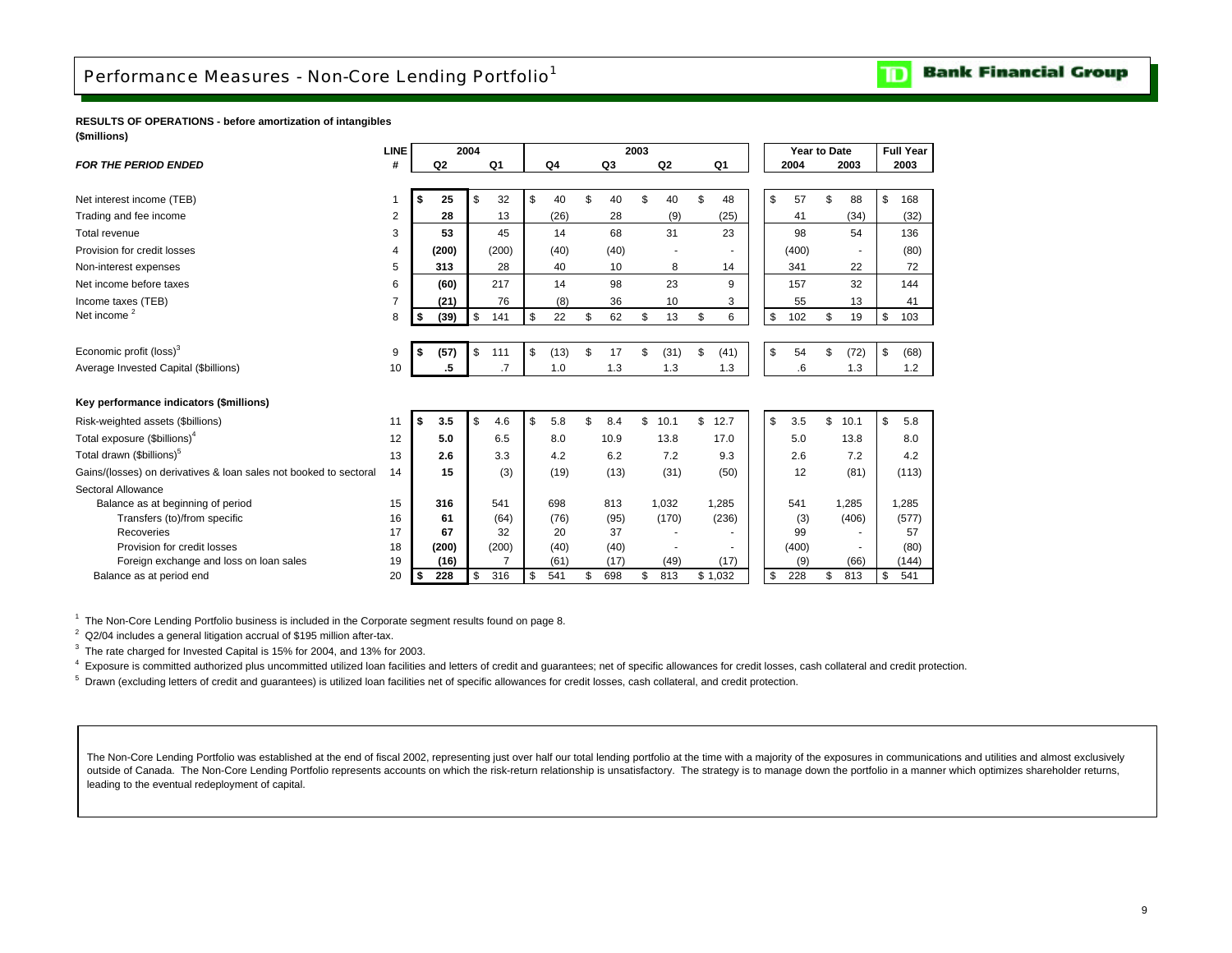# Performance Measures - Non-Core Lending Portfolio[1]

**RESULTS OF OPERATIONS - before amortization of intangibles**
**($millions)**

| *FOR THE PERIOD ENDED* | LINE # | 2004 Q2 | 2004 Q1 | 2003 Q4 | 2003 Q3 | 2003 Q2 | 2003 Q1 | Year to Date 2004 | Year to Date 2003 | Full Year 2003 |
|---|---|---|---|---|---|---|---|---|---|---|
| Net interest income (TEB) | 1 | **$ 25** | $ 32 | $ 40 | $ 40 | $ 40 | $ 48 | $ 57 | $ 88 | $ 168 |
| Trading and fee income | 2 | **28** | 13 | (26) | 28 | (9) | (25) | 41 | (34) | (32) |
| Total revenue | 3 | **53** | 45 | 14 | 68 | 31 | 23 | 98 | 54 | 136 |
| Provision for credit losses | 4 | **(200)** | (200) | (40) | (40) | - | - | (400) | - | (80) |
| Non-interest expenses | 5 | **313** | 28 | 40 | 10 | 8 | 14 | 341 | 22 | 72 |
| Net income before taxes | 6 | **(60)** | 217 | 14 | 98 | 23 | 9 | 157 | 32 | 144 |
| Income taxes (TEB) | 7 | **(21)** | 76 | (8) | 36 | 10 | 3 | 55 | 13 | 41 |
| Net income[2] | 8 | **$ (39)** | $ 141 | $ 22 | $ 62 | $ 13 | $ 6 | $ 102 | $ 19 | $ 103 |
| | | | | | | | | | | |
| Economic profit (loss)[3] | 9 | **$ (57)** | $ 111 | $ (13) | $ 17 | $ (31) | $ (41) | $ 54 | $ (72) | $ (68) |
| Average Invested Capital ($billions) | 10 | **.5** | .7 | 1.0 | 1.3 | 1.3 | 1.3 | .6 | 1.3 | 1.2 |
| | | | | | | | | | | |
| **Key performance indicators ($millions)** | | | | | | | | | | |
| Risk-weighted assets ($billions) | 11 | **$ 3.5** | $ 4.6 | $ 5.8 | $ 8.4 | $ 10.1 | $ 12.7 | $ 3.5 | $ 10.1 | $ 5.8 |
| Total exposure ($billions)[4] | 12 | **5.0** | 6.5 | 8.0 | 10.9 | 13.8 | 17.0 | 5.0 | 13.8 | 8.0 |
| Total drawn ($billions)[5] | 13 | **2.6** | 3.3 | 4.2 | 6.2 | 7.2 | 9.3 | 2.6 | 7.2 | 4.2 |
| Gains/(losses) on derivatives & loan sales not booked to sectoral | 14 | **15** | (3) | (19) | (13) | (31) | (50) | 12 | (81) | (113) |
| Sectoral Allowance | | | | | | | | | | |
| Balance as at beginning of period | 15 | **316** | 541 | 698 | 813 | 1,032 | 1,285 | 541 | 1,285 | 1,285 |
| Transfers (to)/from specific | 16 | **61** | (64) | (76) | (95) | (170) | (236) | (3) | (406) | (577) |
| Recoveries | 17 | **67** | 32 | 20 | 37 | - | - | 99 | - | 57 |
| Provision for credit losses | 18 | **(200)** | (200) | (40) | (40) | - | - | (400) | - | (80) |
| Foreign exchange and loss on loan sales | 19 | **(16)** | 7 | (61) | (17) | (49) | (17) | (9) | (66) | (144) |
| Balance as at period end | 20 | **$ 228** | $ 316 | $ 541 | $ 698 | $ 813 | $ 1,032 | $ 228 | $ 813 | $ 541 |

[1] The Non-Core Lending Portfolio business is included in the Corporate segment results found on page 8.

[2] Q2/04 includes a general litigation accrual of $195 million after-tax.

[3] The rate charged for Invested Capital is 15% for 2004, and 13% for 2003.

[4] Exposure is committed authorized plus uncommitted utilized loan facilities and letters of credit and guarantees; net of specific allowances for credit losses, cash collateral and credit protection.

[5] Drawn (excluding letters of credit and guarantees) is utilized loan facilities net of specific allowances for credit losses, cash collateral, and credit protection.

The Non-Core Lending Portfolio was established at the end of fiscal 2002, representing just over half our total lending portfolio at the time with a majority of the exposures in communications and utilities and almost exclusively outside of Canada. The Non-Core Lending Portfolio represents accounts on which the risk-return relationship is unsatisfactory. The strategy is to manage down the portfolio in a manner which optimizes shareholder returns, leading to the eventual redeployment of capital.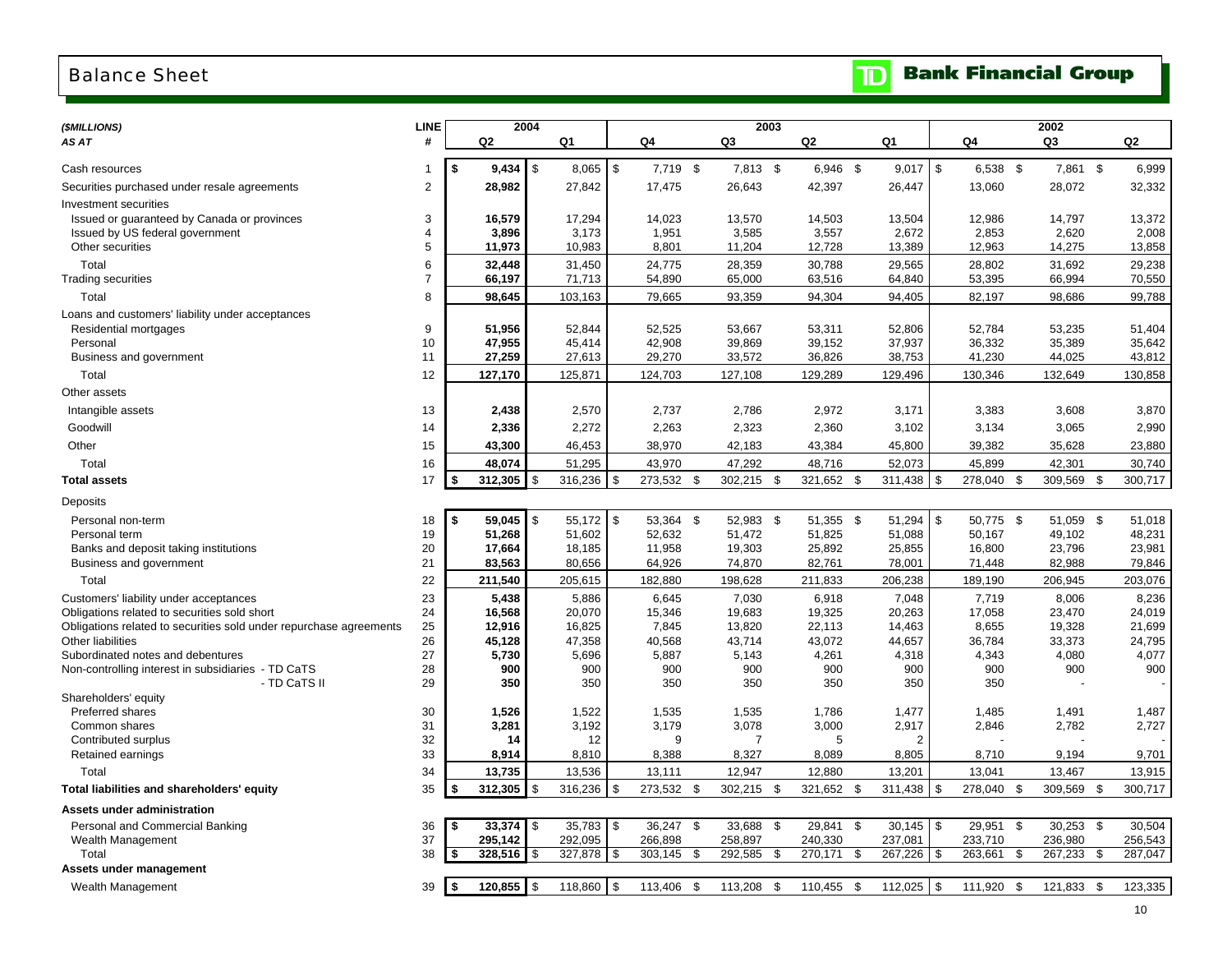# Balance Sheet

**TD Bank Financial Group**

| *($MILLIONS)* | LINE | 2004 | | 2003 | | | | 2002 | | |
|---|---|---|---|---|---|---|---|---|---|---|
| *AS AT* | # | Q2 | Q1 | Q4 | Q3 | Q2 | Q1 | Q4 | Q3 | Q2 |
| Cash resources | 1 | **$ 9,434** | $ 8,065 | $ 7,719 | $ 7,813 | $ 6,946 | $ 9,017 | $ 6,538 | $ 7,861 | $ 6,999 |
| Securities purchased under resale agreements | 2 | **28,982** | 27,842 | 17,475 | 26,643 | 42,397 | 26,447 | 13,060 | 28,072 | 32,332 |
| Investment securities | | | | | | | | | | |
| Issued or guaranteed by Canada or provinces | 3 | **16,579** | 17,294 | 14,023 | 13,570 | 14,503 | 13,504 | 12,986 | 14,797 | 13,372 |
| Issued by US federal government | 4 | **3,896** | 3,173 | 1,951 | 3,585 | 3,557 | 2,672 | 2,853 | 2,620 | 2,008 |
| Other securities | 5 | **11,973** | 10,983 | 8,801 | 11,204 | 12,728 | 13,389 | 12,963 | 14,275 | 13,858 |
| Total | 6 | **32,448** | 31,450 | 24,775 | 28,359 | 30,788 | 29,565 | 28,802 | 31,692 | 29,238 |
| Trading securities | 7 | **66,197** | 71,713 | 54,890 | 65,000 | 63,516 | 64,840 | 53,395 | 66,994 | 70,550 |
| Total | 8 | **98,645** | 103,163 | 79,665 | 93,359 | 94,304 | 94,405 | 82,197 | 98,686 | 99,788 |
| Loans and customers' liability under acceptances | | | | | | | | | | |
| Residential mortgages | 9 | **51,956** | 52,844 | 52,525 | 53,667 | 53,311 | 52,806 | 52,784 | 53,235 | 51,404 |
| Personal | 10 | **47,955** | 45,414 | 42,908 | 39,869 | 39,152 | 37,937 | 36,332 | 35,389 | 35,642 |
| Business and government | 11 | **27,259** | 27,613 | 29,270 | 33,572 | 36,826 | 38,753 | 41,230 | 44,025 | 43,812 |
| Total | 12 | **127,170** | 125,871 | 124,703 | 127,108 | 129,289 | 129,496 | 130,346 | 132,649 | 130,858 |
| Other assets | | | | | | | | | | |
| Intangible assets | 13 | **2,438** | 2,570 | 2,737 | 2,786 | 2,972 | 3,171 | 3,383 | 3,608 | 3,870 |
| Goodwill | 14 | **2,336** | 2,272 | 2,263 | 2,323 | 2,360 | 3,102 | 3,134 | 3,065 | 2,990 |
| Other | 15 | **43,300** | 46,453 | 38,970 | 42,183 | 43,384 | 45,800 | 39,382 | 35,628 | 23,880 |
| Total | 16 | **48,074** | 51,295 | 43,970 | 47,292 | 48,716 | 52,073 | 45,899 | 42,301 | 30,740 |
| **Total assets** | 17 | **$ 312,305** | $ 316,236 | $ 273,532 | $ 302,215 | $ 321,652 | $ 311,438 | $ 278,040 | $ 309,569 | $ 300,717 |
| Deposits | | | | | | | | | | |
| Personal non-term | 18 | **$ 59,045** | $ 55,172 | $ 53,364 | $ 52,983 | $ 51,355 | $ 51,294 | $ 50,775 | $ 51,059 | $ 51,018 |
| Personal term | 19 | **51,268** | 51,602 | 52,632 | 51,472 | 51,825 | 51,088 | 50,167 | 49,102 | 48,231 |
| Banks and deposit taking institutions | 20 | **17,664** | 18,185 | 11,958 | 19,303 | 25,892 | 25,855 | 16,800 | 23,796 | 23,981 |
| Business and government | 21 | **83,563** | 80,656 | 64,926 | 74,870 | 82,761 | 78,001 | 71,448 | 82,988 | 79,846 |
| Total | 22 | **211,540** | 205,615 | 182,880 | 198,628 | 211,833 | 206,238 | 189,190 | 206,945 | 203,076 |
| Customers' liability under acceptances | 23 | **5,438** | 5,886 | 6,645 | 7,030 | 6,918 | 7,048 | 7,719 | 8,006 | 8,236 |
| Obligations related to securities sold short | 24 | **16,568** | 20,070 | 15,346 | 19,683 | 19,325 | 20,263 | 17,058 | 23,470 | 24,019 |
| Obligations related to securities sold under repurchase agreements | 25 | **12,916** | 16,825 | 7,845 | 13,820 | 22,113 | 14,463 | 8,655 | 19,328 | 21,699 |
| Other liabilities | 26 | **45,128** | 47,358 | 40,568 | 43,714 | 43,072 | 44,657 | 36,784 | 33,373 | 24,795 |
| Subordinated notes and debentures | 27 | **5,730** | 5,696 | 5,887 | 5,143 | 4,261 | 4,318 | 4,343 | 4,080 | 4,077 |
| Non-controlling interest in subsidiaries - TD CaTS | 28 | **900** | 900 | 900 | 900 | 900 | 900 | 900 | 900 | 900 |
| - TD CaTS II | 29 | **350** | 350 | 350 | 350 | 350 | 350 | 350 | - | - |
| Shareholders' equity | | | | | | | | | | |
| Preferred shares | 30 | **1,526** | 1,522 | 1,535 | 1,535 | 1,786 | 1,477 | 1,485 | 1,491 | 1,487 |
| Common shares | 31 | **3,281** | 3,192 | 3,179 | 3,078 | 3,000 | 2,917 | 2,846 | 2,782 | 2,727 |
| Contributed surplus | 32 | **14** | 12 | 9 | 7 | 5 | 2 | - | - | - |
| Retained earnings | 33 | **8,914** | 8,810 | 8,388 | 8,327 | 8,089 | 8,805 | 8,710 | 9,194 | 9,701 |
| Total | 34 | **13,735** | 13,536 | 13,111 | 12,947 | 12,880 | 13,201 | 13,041 | 13,467 | 13,915 |
| **Total liabilities and shareholders' equity** | 35 | **$ 312,305** | $ 316,236 | $ 273,532 | $ 302,215 | $ 321,652 | $ 311,438 | $ 278,040 | $ 309,569 | $ 300,717 |
| **Assets under administration** | | | | | | | | | | |
| Personal and Commercial Banking | 36 | **$ 33,374** | $ 35,783 | $ 36,247 | $ 33,688 | $ 29,841 | $ 30,145 | $ 29,951 | $ 30,253 | $ 30,504 |
| Wealth Management | 37 | **295,142** | 292,095 | 266,898 | 258,897 | 240,330 | 237,081 | 233,710 | 236,980 | 256,543 |
| Total | 38 | **$ 328,516** | $ 327,878 | $ 303,145 | $ 292,585 | $ 270,171 | $ 267,226 | $ 263,661 | $ 267,233 | $ 287,047 |
| **Assets under management** | | | | | | | | | | |
| Wealth Management | 39 | **$ 120,855** | $ 118,860 | $ 113,406 | $ 113,208 | $ 110,455 | $ 112,025 | $ 111,920 | $ 121,833 | $ 123,335 |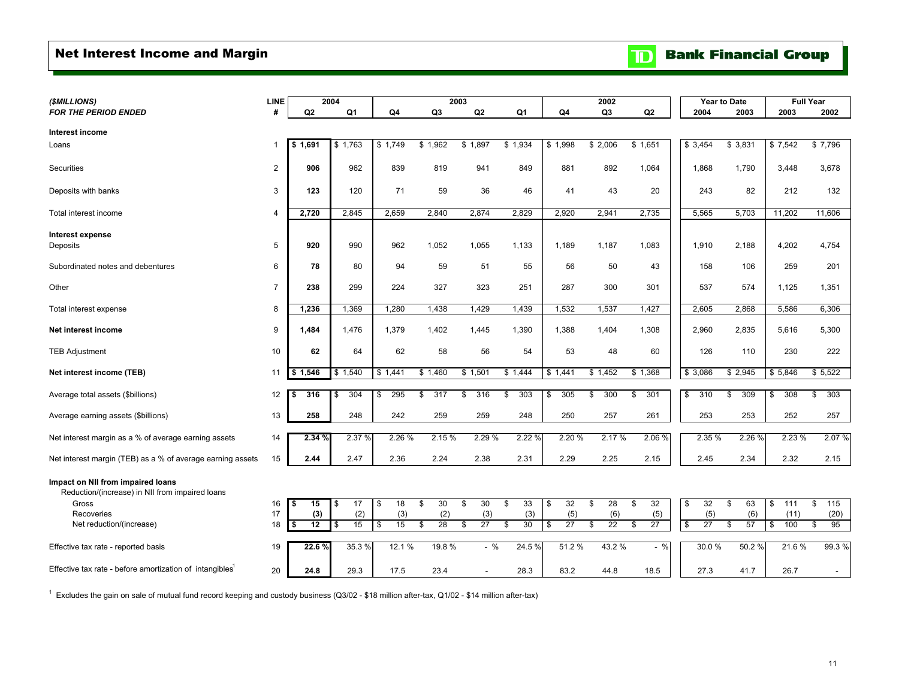# Net Interest Income and Margin

**TD Bank Financial Group**

| *($MILLIONS)* | LINE | 2004 | | 2003 | | | | 2002 | | | Year to Date | | Full Year | |
|---|---|---|---|---|---|---|---|---|---|---|---|---|---|---|
| ***FOR THE PERIOD ENDED*** | **#** | **Q2** | **Q1** | **Q4** | **Q3** | **Q2** | **Q1** | **Q4** | **Q3** | **Q2** | **2004** | **2003** | **2003** | **2002** |
| **Interest income** | | | | | | | | | | | | | | |
| Loans | 1 | **$ 1,691** | $ 1,763 | $ 1,749 | $ 1,962 | $ 1,897 | $ 1,934 | $ 1,998 | $ 2,006 | $ 1,651 | $ 3,454 | $ 3,831 | $ 7,542 | $ 7,796 |
| Securities | 2 | **906** | 962 | 839 | 819 | 941 | 849 | 881 | 892 | 1,064 | 1,868 | 1,790 | 3,448 | 3,678 |
| Deposits with banks | 3 | **123** | 120 | 71 | 59 | 36 | 46 | 41 | 43 | 20 | 243 | 82 | 212 | 132 |
| Total interest income | 4 | **2,720** | 2,845 | 2,659 | 2,840 | 2,874 | 2,829 | 2,920 | 2,941 | 2,735 | 5,565 | 5,703 | 11,202 | 11,606 |
| **Interest expense** | | | | | | | | | | | | | | |
| Deposits | 5 | **920** | 990 | 962 | 1,052 | 1,055 | 1,133 | 1,189 | 1,187 | 1,083 | 1,910 | 2,188 | 4,202 | 4,754 |
| Subordinated notes and debentures | 6 | **78** | 80 | 94 | 59 | 51 | 55 | 56 | 50 | 43 | 158 | 106 | 259 | 201 |
| Other | 7 | **238** | 299 | 224 | 327 | 323 | 251 | 287 | 300 | 301 | 537 | 574 | 1,125 | 1,351 |
| Total interest expense | 8 | **1,236** | 1,369 | 1,280 | 1,438 | 1,429 | 1,439 | 1,532 | 1,537 | 1,427 | 2,605 | 2,868 | 5,586 | 6,306 |
| **Net interest income** | 9 | **1,484** | 1,476 | 1,379 | 1,402 | 1,445 | 1,390 | 1,388 | 1,404 | 1,308 | 2,960 | 2,835 | 5,616 | 5,300 |
| TEB Adjustment | 10 | **62** | 64 | 62 | 58 | 56 | 54 | 53 | 48 | 60 | 126 | 110 | 230 | 222 |
| **Net interest income (TEB)** | 11 | **$ 1,546** | $ 1,540 | $ 1,441 | $ 1,460 | $ 1,501 | $ 1,444 | $ 1,441 | $ 1,452 | $ 1,368 | $ 3,086 | $ 2,945 | $ 5,846 | $ 5,522 |
| Average total assets ($billions) | 12 | **$ 316** | $ 304 | $ 295 | $ 317 | $ 316 | $ 303 | $ 305 | $ 300 | $ 301 | $ 310 | $ 309 | $ 308 | $ 303 |
| Average earning assets ($billions) | 13 | **258** | 248 | 242 | 259 | 259 | 248 | 250 | 257 | 261 | 253 | 253 | 252 | 257 |
| Net interest margin as a % of average earning assets | 14 | **2.34 %** | 2.37 % | 2.26 % | 2.15 % | 2.29 % | 2.22 % | 2.20 % | 2.17 % | 2.06 % | 2.35 % | 2.26 % | 2.23 % | 2.07 % |
| Net interest margin (TEB) as a % of average earning assets | 15 | **2.44** | 2.47 | 2.36 | 2.24 | 2.38 | 2.31 | 2.29 | 2.25 | 2.15 | 2.45 | 2.34 | 2.32 | 2.15 |
| **Impact on NII from impaired loans** | | | | | | | | | | | | | | |
| Reduction/(increase) in NII from impaired loans | | | | | | | | | | | | | | |
| Gross | 16 | **$ 15** | $ 17 | $ 18 | $ 30 | $ 30 | $ 33 | $ 32 | $ 28 | $ 32 | $ 32 | $ 63 | $ 111 | $ 115 |
| Recoveries | 17 | **(3)** | (2) | (3) | (2) | (3) | (3) | (5) | (6) | (5) | (5) | (6) | (11) | (20) |
| Net reduction/(increase) | 18 | **$ 12** | $ 15 | $ 15 | $ 28 | $ 27 | $ 30 | $ 27 | $ 22 | $ 27 | $ 27 | $ 57 | $ 100 | $ 95 |
| Effective tax rate - reported basis | 19 | **22.6 %** | 35.3 % | 12.1 % | 19.8 % | - % | 24.5 % | 51.2 % | 43.2 % | - % | 30.0 % | 50.2 % | 21.6 % | 99.3 % |
| Effective tax rate - before amortization of intangibles[1] | 20 | **24.8** | 29.3 | 17.5 | 23.4 | - | 28.3 | 83.2 | 44.8 | 18.5 | 27.3 | 41.7 | 26.7 | - |

[1] Excludes the gain on sale of mutual fund record keeping and custody business (Q3/02 - $18 million after-tax, Q1/02 - $14 million after-tax)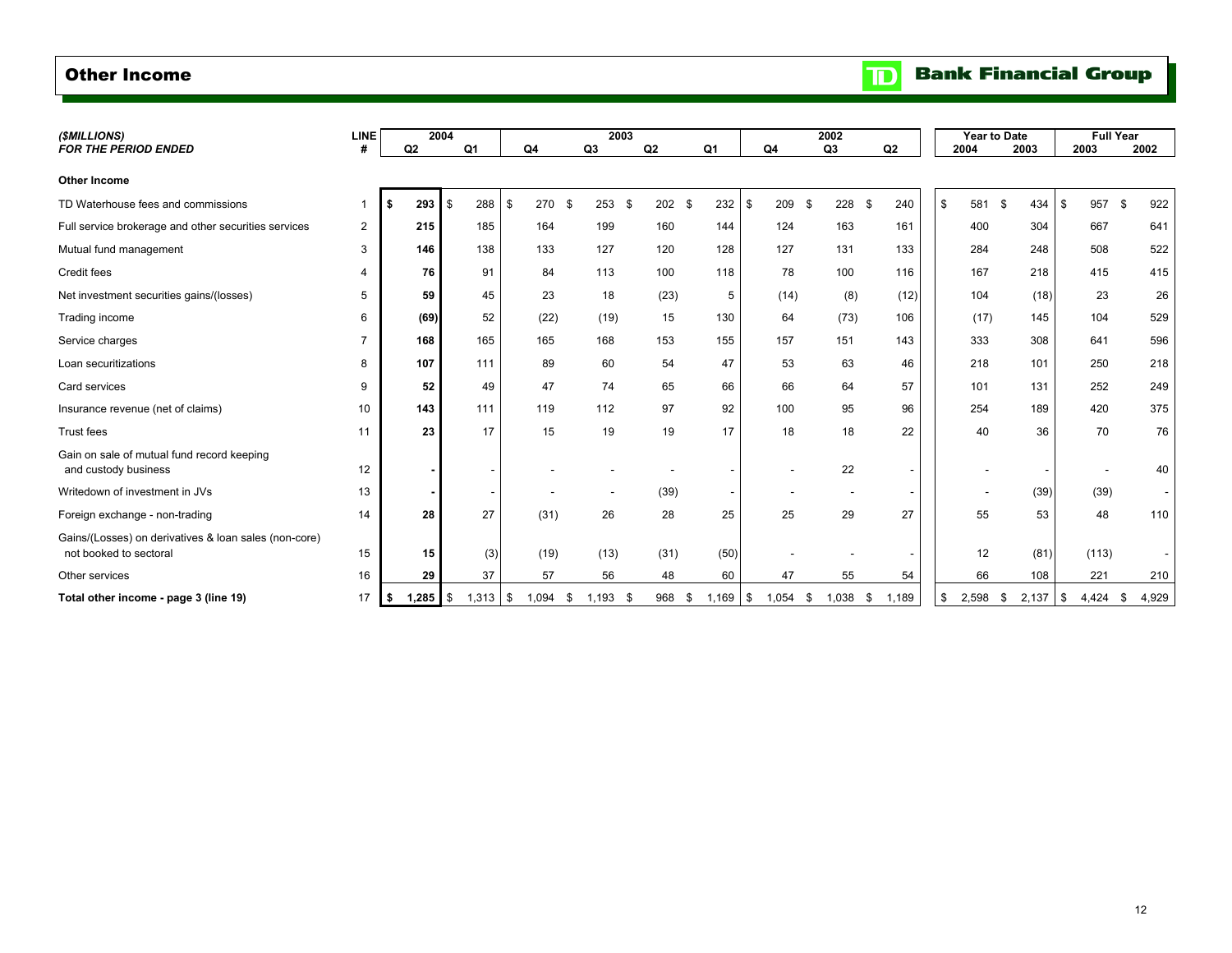# Other Income

TD Bank Financial Group

| *($MILLIONS)* *FOR THE PERIOD ENDED* | LINE # | 2004 Q2 | 2004 Q1 | 2003 Q4 | 2003 Q3 | 2003 Q2 | 2003 Q1 | 2002 Q4 | 2002 Q3 | 2002 Q2 | Year to Date 2004 | Year to Date 2003 | Full Year 2003 | Full Year 2002 |
|---|---|---|---|---|---|---|---|---|---|---|---|---|---|---|
| **Other Income** | | | | | | | | | | | | | | |
| TD Waterhouse fees and commissions | 1 | **$ 293** | $ 288 | $ 270 | $ 253 | $ 202 | $ 232 | $ 209 | $ 228 | $ 240 | $ 581 | $ 434 | $ 957 | $ 922 |
| Full service brokerage and other securities services | 2 | **215** | 185 | 164 | 199 | 160 | 144 | 124 | 163 | 161 | 400 | 304 | 667 | 641 |
| Mutual fund management | 3 | **146** | 138 | 133 | 127 | 120 | 128 | 127 | 131 | 133 | 284 | 248 | 508 | 522 |
| Credit fees | 4 | **76** | 91 | 84 | 113 | 100 | 118 | 78 | 100 | 116 | 167 | 218 | 415 | 415 |
| Net investment securities gains/(losses) | 5 | **59** | 45 | 23 | 18 | (23) | 5 | (14) | (8) | (12) | 104 | (18) | 23 | 26 |
| Trading income | 6 | **(69)** | 52 | (22) | (19) | 15 | 130 | 64 | (73) | 106 | (17) | 145 | 104 | 529 |
| Service charges | 7 | **168** | 165 | 165 | 168 | 153 | 155 | 157 | 151 | 143 | 333 | 308 | 641 | 596 |
| Loan securitizations | 8 | **107** | 111 | 89 | 60 | 54 | 47 | 53 | 63 | 46 | 218 | 101 | 250 | 218 |
| Card services | 9 | **52** | 49 | 47 | 74 | 65 | 66 | 66 | 64 | 57 | 101 | 131 | 252 | 249 |
| Insurance revenue (net of claims) | 10 | **143** | 111 | 119 | 112 | 97 | 92 | 100 | 95 | 96 | 254 | 189 | 420 | 375 |
| Trust fees | 11 | **23** | 17 | 15 | 19 | 19 | 17 | 18 | 18 | 22 | 40 | 36 | 70 | 76 |
| Gain on sale of mutual fund record keeping and custody business | 12 | **-** | - | - | - | - | - | - | 22 | - | - | - | - | 40 |
| Writedown of investment in JVs | 13 | **-** | - | - | - | (39) | - | - | - | - | - | (39) | (39) | - |
| Foreign exchange - non-trading | 14 | **28** | 27 | (31) | 26 | 28 | 25 | 25 | 29 | 27 | 55 | 53 | 48 | 110 |
| Gains/(Losses) on derivatives & loan sales (non-core) not booked to sectoral | 15 | **15** | (3) | (19) | (13) | (31) | (50) | - | - | - | 12 | (81) | (113) | - |
| Other services | 16 | **29** | 37 | 57 | 56 | 48 | 60 | 47 | 55 | 54 | 66 | 108 | 221 | 210 |
| **Total other income - page 3 (line 19)** | 17 | **$ 1,285** | $ 1,313 | $ 1,094 | $ 1,193 | $ 968 | $ 1,169 | $ 1,054 | $ 1,038 | $ 1,189 | $ 2,598 | $ 2,137 | $ 4,424 | $ 4,929 |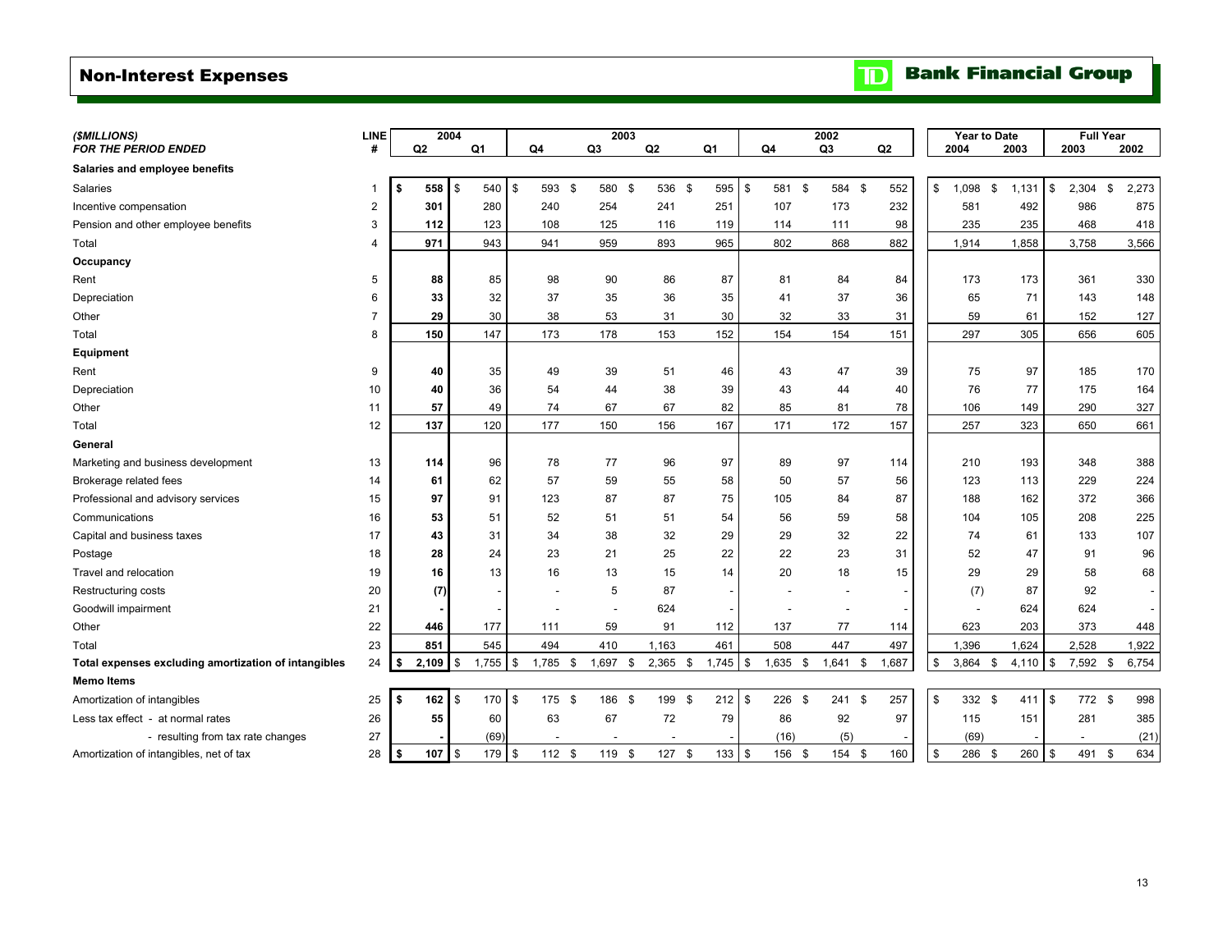# Non-Interest Expenses

TD Bank Financial Group

| ($MILLIONS) FOR THE PERIOD ENDED | LINE # | 2004 Q2 | 2004 Q1 | 2003 Q4 | 2003 Q3 | 2003 Q2 | 2003 Q1 | 2002 Q4 | 2002 Q3 | 2002 Q2 | Year to Date 2004 | Year to Date 2003 | Full Year 2003 | Full Year 2002 |
|---|---|---|---|---|---|---|---|---|---|---|---|---|---|---|
| **Salaries and employee benefits** | | | | | | | | | | | | | | |
| Salaries | 1 | **$ 558** | $ 540 | $ 593 | $ 580 | $ 536 | $ 595 | $ 581 | $ 584 | $ 552 | $ 1,098 | $ 1,131 | $ 2,304 | $ 2,273 |
| Incentive compensation | 2 | **301** | 280 | 240 | 254 | 241 | 251 | 107 | 173 | 232 | 581 | 492 | 986 | 875 |
| Pension and other employee benefits | 3 | **112** | 123 | 108 | 125 | 116 | 119 | 114 | 111 | 98 | 235 | 235 | 468 | 418 |
| Total | 4 | **971** | 943 | 941 | 959 | 893 | 965 | 802 | 868 | 882 | 1,914 | 1,858 | 3,758 | 3,566 |
| **Occupancy** | | | | | | | | | | | | | | |
| Rent | 5 | **88** | 85 | 98 | 90 | 86 | 87 | 81 | 84 | 84 | 173 | 173 | 361 | 330 |
| Depreciation | 6 | **33** | 32 | 37 | 35 | 36 | 35 | 41 | 37 | 36 | 65 | 71 | 143 | 148 |
| Other | 7 | **29** | 30 | 38 | 53 | 31 | 30 | 32 | 33 | 31 | 59 | 61 | 152 | 127 |
| Total | 8 | **150** | 147 | 173 | 178 | 153 | 152 | 154 | 154 | 151 | 297 | 305 | 656 | 605 |
| **Equipment** | | | | | | | | | | | | | | |
| Rent | 9 | **40** | 35 | 49 | 39 | 51 | 46 | 43 | 47 | 39 | 75 | 97 | 185 | 170 |
| Depreciation | 10 | **40** | 36 | 54 | 44 | 38 | 39 | 43 | 44 | 40 | 76 | 77 | 175 | 164 |
| Other | 11 | **57** | 49 | 74 | 67 | 67 | 82 | 85 | 81 | 78 | 106 | 149 | 290 | 327 |
| Total | 12 | **137** | 120 | 177 | 150 | 156 | 167 | 171 | 172 | 157 | 257 | 323 | 650 | 661 |
| **General** | | | | | | | | | | | | | | |
| Marketing and business development | 13 | **114** | 96 | 78 | 77 | 96 | 97 | 89 | 97 | 114 | 210 | 193 | 348 | 388 |
| Brokerage related fees | 14 | **61** | 62 | 57 | 59 | 55 | 58 | 50 | 57 | 56 | 123 | 113 | 229 | 224 |
| Professional and advisory services | 15 | **97** | 91 | 123 | 87 | 87 | 75 | 105 | 84 | 87 | 188 | 162 | 372 | 366 |
| Communications | 16 | **53** | 51 | 52 | 51 | 51 | 54 | 56 | 59 | 58 | 104 | 105 | 208 | 225 |
| Capital and business taxes | 17 | **43** | 31 | 34 | 38 | 32 | 29 | 29 | 32 | 22 | 74 | 61 | 133 | 107 |
| Postage | 18 | **28** | 24 | 23 | 21 | 25 | 22 | 22 | 23 | 31 | 52 | 47 | 91 | 96 |
| Travel and relocation | 19 | **16** | 13 | 16 | 13 | 15 | 14 | 20 | 18 | 15 | 29 | 29 | 58 | 68 |
| Restructuring costs | 20 | **(7)** | - | - | 5 | 87 | - | - | - | - | (7) | 87 | 92 | - |
| Goodwill impairment | 21 | **-** | - | - | - | 624 | - | - | - | - | - | 624 | 624 | - |
| Other | 22 | **446** | 177 | 111 | 59 | 91 | 112 | 137 | 77 | 114 | 623 | 203 | 373 | 448 |
| Total | 23 | **851** | 545 | 494 | 410 | 1,163 | 461 | 508 | 447 | 497 | 1,396 | 1,624 | 2,528 | 1,922 |
| **Total expenses excluding amortization of intangibles** | 24 | **$ 2,109** | $ 1,755 | $ 1,785 | $ 1,697 | $ 2,365 | $ 1,745 | $ 1,635 | $ 1,641 | $ 1,687 | $ 3,864 | $ 4,110 | $ 7,592 | $ 6,754 |
| **Memo Items** | | | | | | | | | | | | | | |
| Amortization of intangibles | 25 | **$ 162** | $ 170 | $ 175 | $ 186 | $ 199 | $ 212 | $ 226 | $ 241 | $ 257 | $ 332 | $ 411 | $ 772 | $ 998 |
| Less tax effect - at normal rates | 26 | **55** | 60 | 63 | 67 | 72 | 79 | 86 | 92 | 97 | 115 | 151 | 281 | 385 |
| - resulting from tax rate changes | 27 | **-** | (69) | - | - | - | - | (16) | (5) | - | (69) | - | - | (21) |
| Amortization of intangibles, net of tax | 28 | **$ 107** | $ 179 | $ 112 | $ 119 | $ 127 | $ 133 | $ 156 | $ 154 | $ 160 | $ 286 | $ 260 | $ 491 | $ 634 |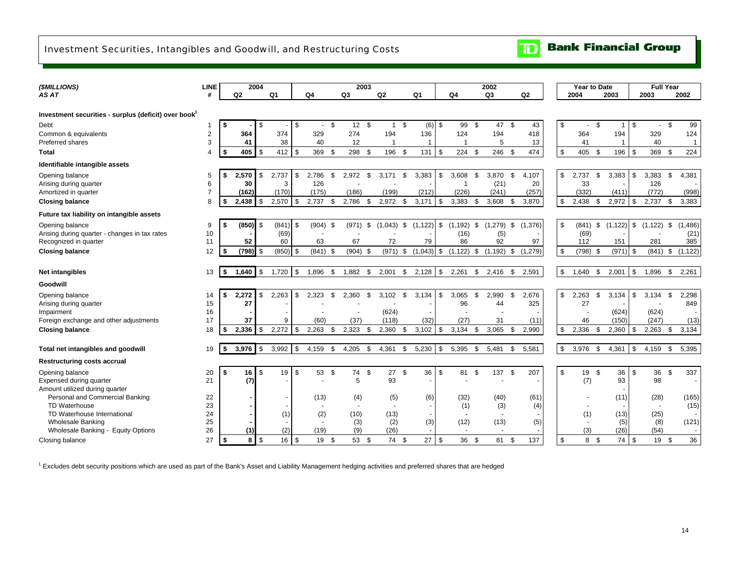# Investment Securities, Intangibles and Goodwill, and Restructuring Costs

**TD Bank Financial Group**

| *($MILLIONS)* | LINE | 2004 | | 2003 | | | | 2002 | | | Year to Date | | Full Year | |
|---|---|---|---|---|---|---|---|---|---|---|---|---|---|---|
| *AS AT* | # | Q2 | Q1 | Q4 | Q3 | Q2 | Q1 | Q4 | Q3 | Q2 | 2004 | 2003 | 2003 | 2002 |
| **Investment securities - surplus (deficit) over book**[1] | | | | | | | | | | | | | | |
| Debt | 1 | $ - | $ - | $ - | $ 12 | $ 1 | $ (6) | $ 99 | $ 47 | $ 43 | $ - | $ 1 | $ - | $ 99 |
| Common & equivalents | 2 | 364 | 374 | 329 | 274 | 194 | 136 | 124 | 194 | 418 | 364 | 194 | 329 | 124 |
| Preferred shares | 3 | 41 | 38 | 40 | 12 | 1 | 1 | 1 | 5 | 13 | 41 | 1 | 40 | 1 |
| **Total** | 4 | $ 405 | $ 412 | $ 369 | $ 298 | $ 196 | $ 131 | $ 224 | $ 246 | $ 474 | $ 405 | $ 196 | $ 369 | $ 224 |
| **Identifiable intangible assets** | | | | | | | | | | | | | | |
| Opening balance | 5 | $ 2,570 | $ 2,737 | $ 2,786 | $ 2,972 | $ 3,171 | $ 3,383 | $ 3,608 | $ 3,870 | $ 4,107 | $ 2,737 | $ 3,383 | $ 3,383 | $ 4,381 |
| Arising during quarter | 6 | 30 | 3 | 126 | - | - | - | 1 | (21) | 20 | 33 | - | 126 | - |
| Amortized in quarter | 7 | (162) | (170) | (175) | (186) | (199) | (212) | (226) | (241) | (257) | (332) | (411) | (772) | (998) |
| **Closing balance** | 8 | $ 2,438 | $ 2,570 | $ 2,737 | $ 2,786 | $ 2,972 | $ 3,171 | $ 3,383 | $ 3,608 | $ 3,870 | $ 2,438 | $ 2,972 | $ 2,737 | $ 3,383 |
| **Future tax liability on intangible assets** | | | | | | | | | | | | | | |
| Opening balance | 9 | $ (850) | $ (841) | $ (904) | $ (971) | $ (1,043) | $ (1,122) | $ (1,192) | $ (1,279) | $ (1,376) | $ (841) | $ (1,122) | $ (1,122) | $ (1,486) |
| Arising during quarter - changes in tax rates | 10 | - | (69) | - | - | - | - | (16) | (5) | - | (69) | - | - | (21) |
| Recognized in quarter | 11 | 52 | 60 | 63 | 67 | 72 | 79 | 86 | 92 | 97 | 112 | 151 | 281 | 385 |
| **Closing balance** | 12 | $ (798) | $ (850) | $ (841) | $ (904) | $ (971) | $ (1,043) | $ (1,122) | $ (1,192) | $ (1,279) | $ (798) | $ (971) | $ (841) | $ (1,122) |
| **Net intangibles** | 13 | $ 1,640 | $ 1,720 | $ 1,896 | $ 1,882 | $ 2,001 | $ 2,128 | $ 2,261 | $ 2,416 | $ 2,591 | $ 1,640 | $ 2,001 | $ 1,896 | $ 2,261 |
| **Goodwill** | | | | | | | | | | | | | | |
| Opening balance | 14 | $ 2,272 | $ 2,263 | $ 2,323 | $ 2,360 | $ 3,102 | $ 3,134 | $ 3,065 | $ 2,990 | $ 2,676 | $ 2,263 | $ 3,134 | $ 3,134 | $ 2,298 |
| Arising during quarter | 15 | 27 | - | - | - | - | - | 96 | 44 | 325 | 27 | - | - | 849 |
| Impairment | 16 | - | - | - | - | (624) | - | - | - | - | - | (624) | (624) | - |
| Foreign exchange and other adjustments | 17 | 37 | 9 | (60) | (37) | (118) | (32) | (27) | 31 | (11) | 46 | (150) | (247) | (13) |
| **Closing balance** | 18 | $ 2,336 | $ 2,272 | $ 2,263 | $ 2,323 | $ 2,360 | $ 3,102 | $ 3,134 | $ 3,065 | $ 2,990 | $ 2,336 | $ 2,360 | $ 2,263 | $ 3,134 |
| **Total net intangibles and goodwill** | 19 | $ 3,976 | $ 3,992 | $ 4,159 | $ 4,205 | $ 4,361 | $ 5,230 | $ 5,395 | $ 5,481 | $ 5,581 | $ 3,976 | $ 4,361 | $ 4,159 | $ 5,395 |
| **Restructuring costs accrual** | | | | | | | | | | | | | | |
| Opening balance | 20 | $ 16 | $ 19 | $ 53 | $ 74 | $ 27 | $ 36 | $ 81 | $ 137 | $ 207 | $ 19 | $ 36 | $ 36 | $ 337 |
| Expensed during quarter | 21 | (7) | - | - | 5 | 93 | - | - | - | - | (7) | 93 | 98 | - |
| Amount utilized during quarter | | | | | | | | | | | | - | | |
| Personal and Commercial Banking | 22 | - | - | (13) | (4) | (5) | (6) | (32) | (40) | (61) | - | (11) | (28) | (165) |
| TD Waterhouse | 23 | - | - | - | - | - | - | (1) | (3) | (4) | - | - | - | (15) |
| TD Waterhouse International | 24 | - | (1) | (2) | (10) | (13) | - | - | - | - | (1) | (13) | (25) | - |
| Wholesale Banking | 25 | - | - | - | (3) | (2) | (3) | (12) | (13) | (5) | - | (5) | (8) | (121) |
| Wholesale Banking - Equity Options | 26 | (1) | (2) | (19) | (9) | (26) | - | - | - | - | (3) | (26) | (54) | - |
| Closing balance | 27 | $ 8 | $ 16 | $ 19 | $ 53 | $ 74 | $ 27 | $ 36 | $ 81 | $ 137 | $ 8 | $ 74 | $ 19 | $ 36 |

[1] Excludes debt security positions which are used as part of the Bank's Asset and Liability Management hedging activities and preferred shares that are hedged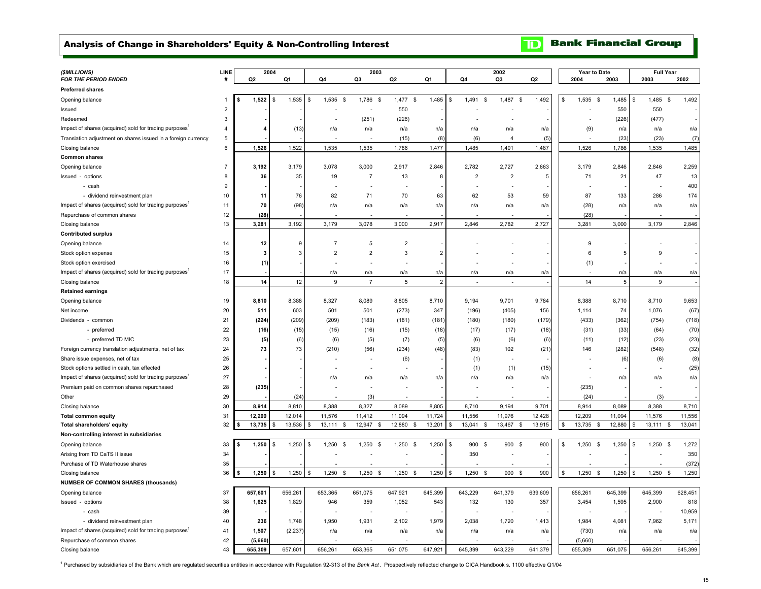## Analysis of Change in Shareholders' Equity & Non-Controlling Interest

**TD Bank Financial Group**

| *($MILLIONS)* *FOR THE PERIOD ENDED* | LINE # | 2004 Q2 | 2004 Q1 | 2003 Q4 | 2003 Q3 | 2003 Q2 | 2003 Q1 | 2002 Q4 | 2002 Q3 | 2002 Q2 | Year to Date 2004 | Year to Date 2003 | Full Year 2003 | Full Year 2002 |
|---|---|---|---|---|---|---|---|---|---|---|---|---|---|---|
| **Preferred shares** | | | | | | | | | | | | | | |
| Opening balance | 1 | $ 1,522 | $ 1,535 | $ 1,535 | $ 1,786 | $ 1,477 | $ 1,485 | $ 1,491 | $ 1,487 | $ 1,492 | $ 1,535 | $ 1,485 | $ 1,485 | $ 1,492 |
| Issued | 2 | - | - | - | - | 550 | - | - | - | - | - | 550 | 550 | - |
| Redeemed | 3 | - | - | - | (251) | (226) | - | - | - | - | - | (226) | (477) | - |
| Impact of shares (acquired) sold for trading purposes[1] | 4 | 4 | (13) | n/a | n/a | n/a | n/a | n/a | n/a | n/a | (9) | n/a | n/a | n/a |
| Translation adjustment on shares issued in a foreign currency | 5 | - | - | - | - | (15) | (8) | (6) | 4 | (5) | - | (23) | (23) | (7) |
| Closing balance | 6 | 1,526 | 1,522 | 1,535 | 1,535 | 1,786 | 1,477 | 1,485 | 1,491 | 1,487 | 1,526 | 1,786 | 1,535 | 1,485 |
| **Common shares** | | | | | | | | | | | | | | |
| Opening balance | 7 | 3,192 | 3,179 | 3,078 | 3,000 | 2,917 | 2,846 | 2,782 | 2,727 | 2,663 | 3,179 | 2,846 | 2,846 | 2,259 |
| Issued - options | 8 | 36 | 35 | 19 | 7 | 13 | 8 | 2 | 2 | 5 | 71 | 21 | 47 | 13 |
| - cash | 9 | - | - | - | - | - | - | - | - | - | - | - | - | 400 |
| - dividend reinvestment plan | 10 | 11 | 76 | 82 | 71 | 70 | 63 | 62 | 53 | 59 | 87 | 133 | 286 | 174 |
| Impact of shares (acquired) sold for trading purposes[1] | 11 | 70 | (98) | n/a | n/a | n/a | n/a | n/a | n/a | n/a | (28) | n/a | n/a | n/a |
| Repurchase of common shares | 12 | (28) | - | - | - | - | - | - | - | - | (28) | - | - | - |
| Closing balance | 13 | 3,281 | 3,192 | 3,179 | 3,078 | 3,000 | 2,917 | 2,846 | 2,782 | 2,727 | 3,281 | 3,000 | 3,179 | 2,846 |
| **Contributed surplus** | | | | | | | | | | | | | | |
| Opening balance | 14 | 12 | 9 | 7 | 5 | 2 | - | - | - | - | 9 | - | - | - |
| Stock option expense | 15 | 3 | 3 | 2 | 2 | 3 | 2 | - | - | - | 6 | 5 | 9 | - |
| Stock option exercised | 16 | (1) | - | - | - | - | - | - | - | - | (1) | - | - | - |
| Impact of shares (acquired) sold for trading purposes[1] | 17 | - | - | n/a | n/a | n/a | n/a | n/a | n/a | n/a | - | n/a | n/a | n/a |
| Closing balance | 18 | 14 | 12 | 9 | 7 | 5 | 2 | - | - | - | 14 | 5 | 9 | - |
| **Retained earnings** | | | | | | | | | | | | | | |
| Opening balance | 19 | 8,810 | 8,388 | 8,327 | 8,089 | 8,805 | 8,710 | 9,194 | 9,701 | 9,784 | 8,388 | 8,710 | 8,710 | 9,653 |
| Net income | 20 | 511 | 603 | 501 | 501 | (273) | 347 | (196) | (405) | 156 | 1,114 | 74 | 1,076 | (67) |
| Dividends - common | 21 | (224) | (209) | (209) | (183) | (181) | (181) | (180) | (180) | (179) | (433) | (362) | (754) | (718) |
| - preferred | 22 | (16) | (15) | (15) | (16) | (15) | (18) | (17) | (17) | (18) | (31) | (33) | (64) | (70) |
| - preferred TD MIC | 23 | (5) | (6) | (6) | (5) | (7) | (5) | (6) | (6) | (6) | (11) | (12) | (23) | (23) |
| Foreign currency translation adjustments, net of tax | 24 | 73 | 73 | (210) | (56) | (234) | (48) | (83) | 102 | (21) | 146 | (282) | (548) | (32) |
| Share issue expenses, net of tax | 25 | - | - | - | - | (6) | - | (1) | - | - | - | (6) | (6) | (8) |
| Stock options settled in cash, tax effected | 26 | - | - | - | - | - | - | (1) | (1) | (15) | - | - | - | (25) |
| Impact of shares (acquired) sold for trading purposes[1] | 27 | - | - | n/a | n/a | n/a | n/a | n/a | n/a | n/a | - | n/a | n/a | n/a |
| Premium paid on common shares repurchased | 28 | (235) | - | - | - | - | - | - | - | - | (235) | - | - | - |
| Other | 29 | - | (24) | - | (3) | - | - | - | - | - | (24) | - | (3) | - |
| Closing balance | 30 | 8,914 | 8,810 | 8,388 | 8,327 | 8,089 | 8,805 | 8,710 | 9,194 | 9,701 | 8,914 | 8,089 | 8,388 | 8,710 |
| **Total common equity** | 31 | 12,209 | 12,014 | 11,576 | 11,412 | 11,094 | 11,724 | 11,556 | 11,976 | 12,428 | 12,209 | 11,094 | 11,576 | 11,556 |
| **Total shareholders' equity** | 32 | $ 13,735 | $ 13,536 | $ 13,111 | $ 12,947 | $ 12,880 | $ 13,201 | $ 13,041 | $ 13,467 | $ 13,915 | $ 13,735 | $ 12,880 | $ 13,111 | $ 13,041 |
| **Non-controlling interest in subsidiaries** | | | | | | | | | | | | | | |
| Opening balance | 33 | $ 1,250 | $ 1,250 | $ 1,250 | $ 1,250 | $ 1,250 | $ 1,250 | $ 900 | $ 900 | $ 900 | $ 1,250 | $ 1,250 | $ 1,250 | $ 1,272 |
| Arising from TD CaTS II issue | 34 | - | - | - | - | - | - | 350 | - | - | - | - | - | 350 |
| Purchase of TD Waterhouse shares | 35 | - | - | - | - | - | - | - | - | - | - | - | - | (372) |
| Closing balance | 36 | $ 1,250 | $ 1,250 | $ 1,250 | $ 1,250 | $ 1,250 | $ 1,250 | $ 1,250 | $ 900 | $ 900 | $ 1,250 | $ 1,250 | $ 1,250 | $ 1,250 |
| **NUMBER OF COMMON SHARES (thousands)** | | | | | | | | | | | | | | |
| Opening balance | 37 | 657,601 | 656,261 | 653,365 | 651,075 | 647,921 | 645,399 | 643,229 | 641,379 | 639,609 | 656,261 | 645,399 | 645,399 | 628,451 |
| Issued - options | 38 | 1,625 | 1,829 | 946 | 359 | 1,052 | 543 | 132 | 130 | 357 | 3,454 | 1,595 | 2,900 | 818 |
| - cash | 39 | - | - | - | - | - | - | - | - | - | - | - | - | 10,959 |
| - dividend reinvestment plan | 40 | 236 | 1,748 | 1,950 | 1,931 | 2,102 | 1,979 | 2,038 | 1,720 | 1,413 | 1,984 | 4,081 | 7,962 | 5,171 |
| Impact of shares (acquired) sold for trading purposes[1] | 41 | 1,507 | (2,237) | n/a | n/a | n/a | n/a | n/a | n/a | n/a | (730) | n/a | n/a | n/a |
| Repurchase of common shares | 42 | (5,660) | - | - | - | - | - | - | - | - | (5,660) | - | - | - |
| Closing balance | 43 | 655,309 | 657,601 | 656,261 | 653,365 | 651,075 | 647,921 | 645,399 | 643,229 | 641,379 | 655,309 | 651,075 | 656,261 | 645,399 |

[1] Purchased by subsidiaries of the Bank which are regulated securities entities in accordance with Regulation 92-313 of the *Bank Act*. Prospectively reflected change to CICA Handbook s. 1100 effective Q1/04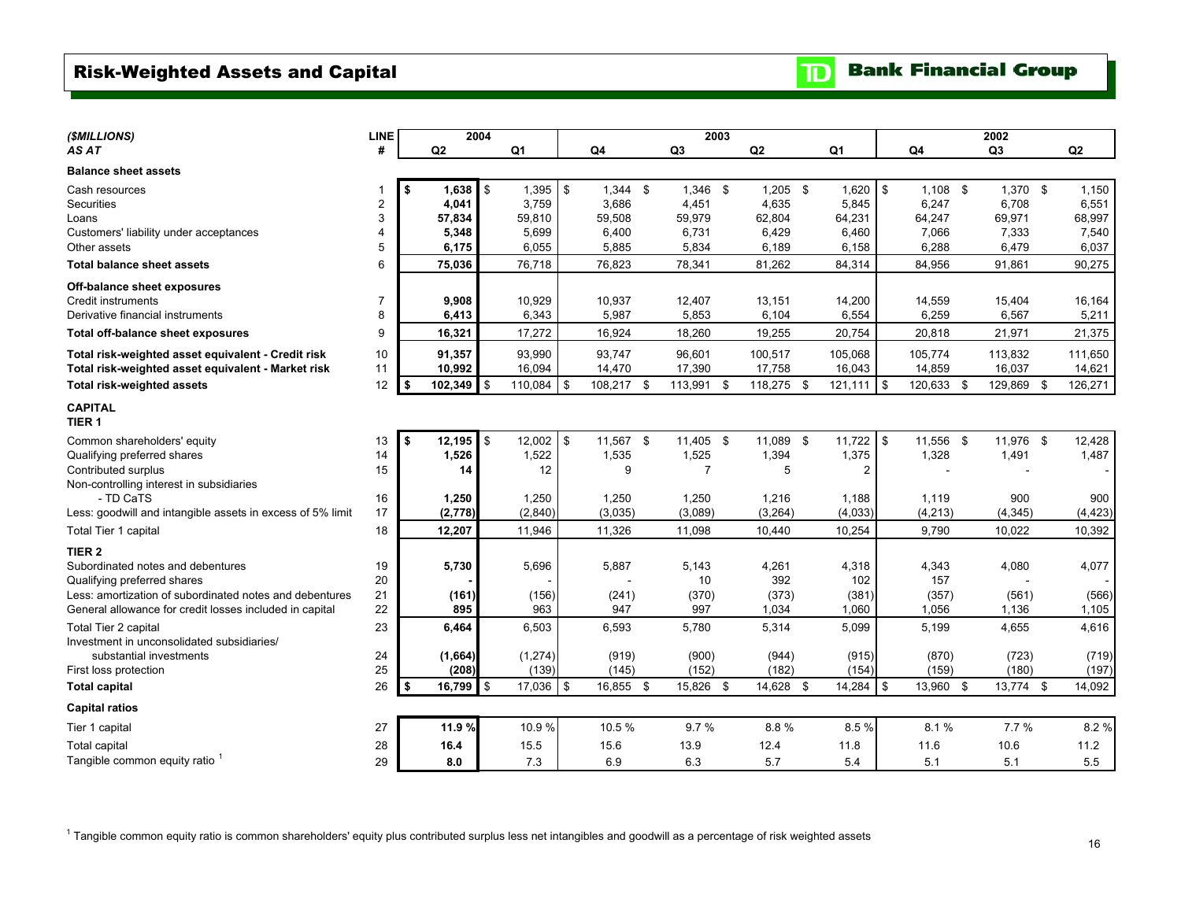# Risk-Weighted Assets and Capital

TD Bank Financial Group

| ($MILLIONS) AS AT | LINE # | 2004 Q2 | 2004 Q1 | 2003 Q4 | 2003 Q3 | 2003 Q2 | 2003 Q1 | 2002 Q4 | 2002 Q3 | 2002 Q2 |
|---|---|---|---|---|---|---|---|---|---|---|
| **Balance sheet assets** | | | | | | | | | | |
| Cash resources | 1 | **$ 1,638** | $ 1,395 | $ 1,344 | $ 1,346 | $ 1,205 | $ 1,620 | $ 1,108 | $ 1,370 | $ 1,150 |
| Securities | 2 | **4,041** | 3,759 | 3,686 | 4,451 | 4,635 | 5,845 | 6,247 | 6,708 | 6,551 |
| Loans | 3 | **57,834** | 59,810 | 59,508 | 59,979 | 62,804 | 64,231 | 64,247 | 69,971 | 68,997 |
| Customers' liability under acceptances | 4 | **5,348** | 5,699 | 6,400 | 6,731 | 6,429 | 6,460 | 7,066 | 7,333 | 7,540 |
| Other assets | 5 | **6,175** | 6,055 | 5,885 | 5,834 | 6,189 | 6,158 | 6,288 | 6,479 | 6,037 |
| **Total balance sheet assets** | 6 | **75,036** | 76,718 | 76,823 | 78,341 | 81,262 | 84,314 | 84,956 | 91,861 | 90,275 |
| **Off-balance sheet exposures** | | | | | | | | | | |
| Credit instruments | 7 | **9,908** | 10,929 | 10,937 | 12,407 | 13,151 | 14,200 | 14,559 | 15,404 | 16,164 |
| Derivative financial instruments | 8 | **6,413** | 6,343 | 5,987 | 5,853 | 6,104 | 6,554 | 6,259 | 6,567 | 5,211 |
| **Total off-balance sheet exposures** | 9 | **16,321** | 17,272 | 16,924 | 18,260 | 19,255 | 20,754 | 20,818 | 21,971 | 21,375 |
| **Total risk-weighted asset equivalent - Credit risk** | 10 | **91,357** | 93,990 | 93,747 | 96,601 | 100,517 | 105,068 | 105,774 | 113,832 | 111,650 |
| **Total risk-weighted asset equivalent - Market risk** | 11 | **10,992** | 16,094 | 14,470 | 17,390 | 17,758 | 16,043 | 14,859 | 16,037 | 14,621 |
| **Total risk-weighted assets** | 12 | **$ 102,349** | $ 110,084 | $ 108,217 | $ 113,991 | $ 118,275 | $ 121,111 | $ 120,633 | $ 129,869 | $ 126,271 |
| **CAPITAL** | | | | | | | | | | |
| **TIER 1** | | | | | | | | | | |
| Common shareholders' equity | 13 | **$ 12,195** | $ 12,002 | $ 11,567 | $ 11,405 | $ 11,089 | $ 11,722 | $ 11,556 | $ 11,976 | $ 12,428 |
| Qualifying preferred shares | 14 | **1,526** | 1,522 | 1,535 | 1,525 | 1,394 | 1,375 | 1,328 | 1,491 | 1,487 |
| Contributed surplus | 15 | **14** | 12 | 9 | 7 | 5 | 2 | - | - | - |
| Non-controlling interest in subsidiaries - TD CaTS | 16 | **1,250** | 1,250 | 1,250 | 1,250 | 1,216 | 1,188 | 1,119 | 900 | 900 |
| Less: goodwill and intangible assets in excess of 5% limit | 17 | **(2,778)** | (2,840) | (3,035) | (3,089) | (3,264) | (4,033) | (4,213) | (4,345) | (4,423) |
| Total Tier 1 capital | 18 | **12,207** | 11,946 | 11,326 | 11,098 | 10,440 | 10,254 | 9,790 | 10,022 | 10,392 |
| **TIER 2** | | | | | | | | | | |
| Subordinated notes and debentures | 19 | **5,730** | 5,696 | 5,887 | 5,143 | 4,261 | 4,318 | 4,343 | 4,080 | 4,077 |
| Qualifying preferred shares | 20 | **-** | - | - | 10 | 392 | 102 | 157 | - | - |
| Less: amortization of subordinated notes and debentures | 21 | **(161)** | (156) | (241) | (370) | (373) | (381) | (357) | (561) | (566) |
| General allowance for credit losses included in capital | 22 | **895** | 963 | 947 | 997 | 1,034 | 1,060 | 1,056 | 1,136 | 1,105 |
| Total Tier 2 capital | 23 | **6,464** | 6,503 | 6,593 | 5,780 | 5,314 | 5,099 | 5,199 | 4,655 | 4,616 |
| Investment in unconsolidated subsidiaries/ substantial investments | 24 | **(1,664)** | (1,274) | (919) | (900) | (944) | (915) | (870) | (723) | (719) |
| First loss protection | 25 | **(208)** | (139) | (145) | (152) | (182) | (154) | (159) | (180) | (197) |
| **Total capital** | 26 | **$ 16,799** | $ 17,036 | $ 16,855 | $ 15,826 | $ 14,628 | $ 14,284 | $ 13,960 | $ 13,774 | $ 14,092 |
| **Capital ratios** | | | | | | | | | | |
| Tier 1 capital | 27 | **11.9 %** | 10.9 % | 10.5 % | 9.7 % | 8.8 % | 8.5 % | 8.1 % | 7.7 % | 8.2 % |
| Total capital | 28 | **16.4** | 15.5 | 15.6 | 13.9 | 12.4 | 11.8 | 11.6 | 10.6 | 11.2 |
| Tangible common equity ratio [1] | 29 | **8.0** | 7.3 | 6.9 | 6.3 | 5.7 | 5.4 | 5.1 | 5.1 | 5.5 |

[1] Tangible common equity ratio is common shareholders' equity plus contributed surplus less net intangibles and goodwill as a percentage of risk weighted assets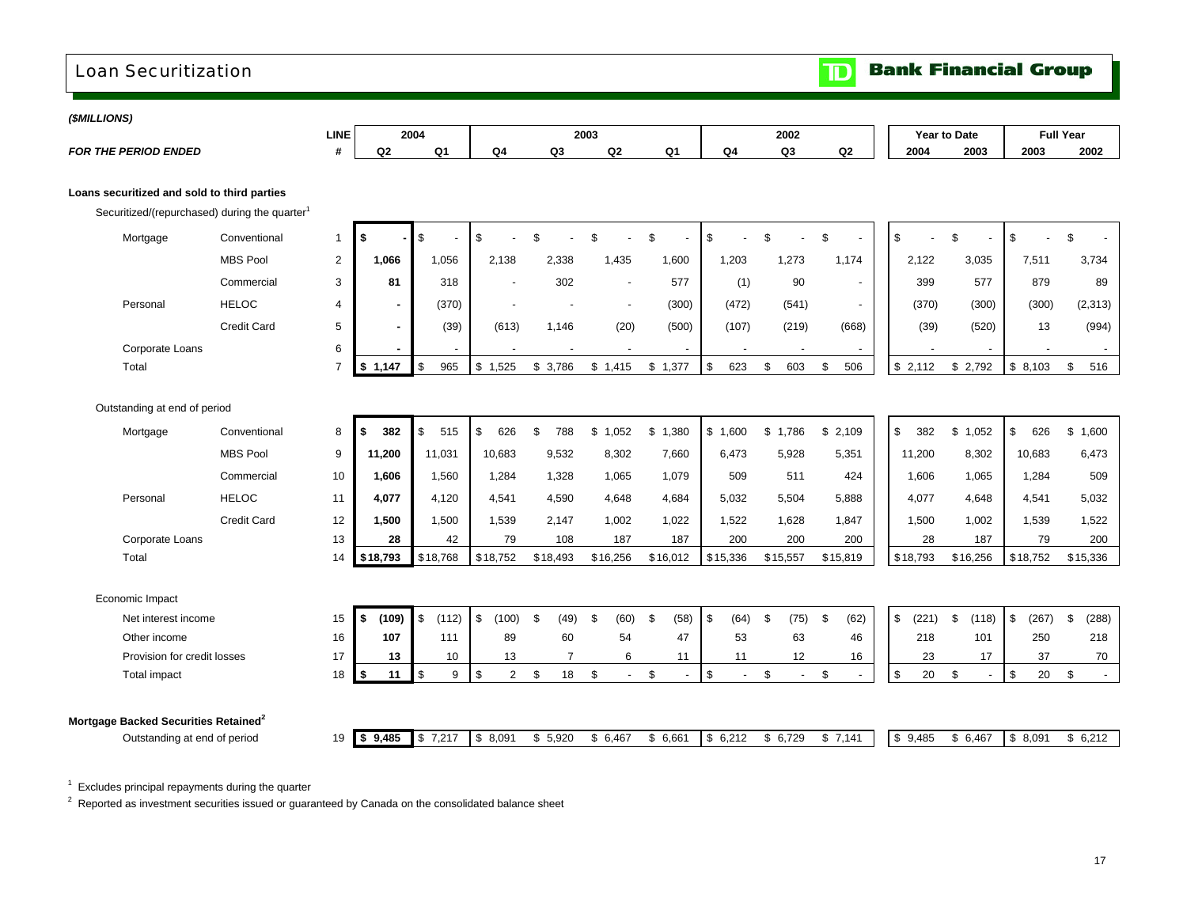# Loan Securitization

TD Bank Financial Group

*($MILLIONS)*

| *FOR THE PERIOD ENDED* | | LINE # | 2004 Q2 | 2004 Q1 | 2003 Q4 | 2003 Q3 | 2003 Q2 | 2003 Q1 | 2002 Q4 | 2002 Q3 | 2002 Q2 | Year to Date 2004 | Year to Date 2003 | Full Year 2003 | Full Year 2002 |
|---|---|---|---|---|---|---|---|---|---|---|---|---|---|---|---|
| **Loans securitized and sold to third parties** | | | | | | | | | | | | | | | |
| Securitized/(repurchased) during the quarter[1] | | | | | | | | | | | | | | | |
| Mortgage | Conventional | 1 | **$ -** | $ - | $ - | $ - | $ - | $ - | $ - | $ - | $ - | $ - | $ - | $ - | $ - |
| | MBS Pool | 2 | **1,066** | 1,056 | 2,138 | 2,338 | 1,435 | 1,600 | 1,203 | 1,273 | 1,174 | 2,122 | 3,035 | 7,511 | 3,734 |
| | Commercial | 3 | **81** | 318 | - | 302 | - | 577 | (1) | 90 | - | 399 | 577 | 879 | 89 |
| Personal | HELOC | 4 | **-** | (370) | - | - | - | (300) | (472) | (541) | - | (370) | (300) | (300) | (2,313) |
| | Credit Card | 5 | **-** | (39) | (613) | 1,146 | (20) | (500) | (107) | (219) | (668) | (39) | (520) | 13 | (994) |
| Corporate Loans | | 6 | **-** | - | - | - | - | - | - | - | - | - | - | - | - |
| Total | | 7 | **$ 1,147** | $ 965 | $ 1,525 | $ 3,786 | $ 1,415 | $ 1,377 | $ 623 | $ 603 | $ 506 | $ 2,112 | $ 2,792 | $ 8,103 | $ 516 |
| Outstanding at end of period | | | | | | | | | | | | | | | |
| Mortgage | Conventional | 8 | **$ 382** | $ 515 | $ 626 | $ 788 | $ 1,052 | $ 1,380 | $ 1,600 | $ 1,786 | $ 2,109 | $ 382 | $ 1,052 | $ 626 | $ 1,600 |
| | MBS Pool | 9 | **11,200** | 11,031 | 10,683 | 9,532 | 8,302 | 7,660 | 6,473 | 5,928 | 5,351 | 11,200 | 8,302 | 10,683 | 6,473 |
| | Commercial | 10 | **1,606** | 1,560 | 1,284 | 1,328 | 1,065 | 1,079 | 509 | 511 | 424 | 1,606 | 1,065 | 1,284 | 509 |
| Personal | HELOC | 11 | **4,077** | 4,120 | 4,541 | 4,590 | 4,648 | 4,684 | 5,032 | 5,504 | 5,888 | 4,077 | 4,648 | 4,541 | 5,032 |
| | Credit Card | 12 | **1,500** | 1,500 | 1,539 | 2,147 | 1,002 | 1,022 | 1,522 | 1,628 | 1,847 | 1,500 | 1,002 | 1,539 | 1,522 |
| Corporate Loans | | 13 | **28** | 42 | 79 | 108 | 187 | 187 | 200 | 200 | 200 | 28 | 187 | 79 | 200 |
| Total | | 14 | **$18,793** | $18,768 | $18,752 | $18,493 | $16,256 | $16,012 | $15,336 | $15,557 | $15,819 | $18,793 | $16,256 | $18,752 | $15,336 |
| Economic Impact | | | | | | | | | | | | | | | |
| Net interest income | | 15 | **$ (109)** | $ (112) | $ (100) | $ (49) | $ (60) | $ (58) | $ (64) | $ (75) | $ (62) | $ (221) | $ (118) | $ (267) | $ (288) |
| Other income | | 16 | **107** | 111 | 89 | 60 | 54 | 47 | 53 | 63 | 46 | 218 | 101 | 250 | 218 |
| Provision for credit losses | | 17 | **13** | 10 | 13 | 7 | 6 | 11 | 11 | 12 | 16 | 23 | 17 | 37 | 70 |
| Total impact | | 18 | **$ 11** | $ 9 | $ 2 | $ 18 | $ - | $ - | $ - | $ - | $ - | $ 20 | $ - | $ 20 | $ - |
| **Mortgage Backed Securities Retained[2]** | | | | | | | | | | | | | | | |
| Outstanding at end of period | | 19 | **$ 9,485** | $ 7,217 | $ 8,091 | $ 5,920 | $ 6,467 | $ 6,661 | $ 6,212 | $ 6,729 | $ 7,141 | $ 9,485 | $ 6,467 | $ 8,091 | $ 6,212 |

[1] Excludes principal repayments during the quarter

[2] Reported as investment securities issued or guaranteed by Canada on the consolidated balance sheet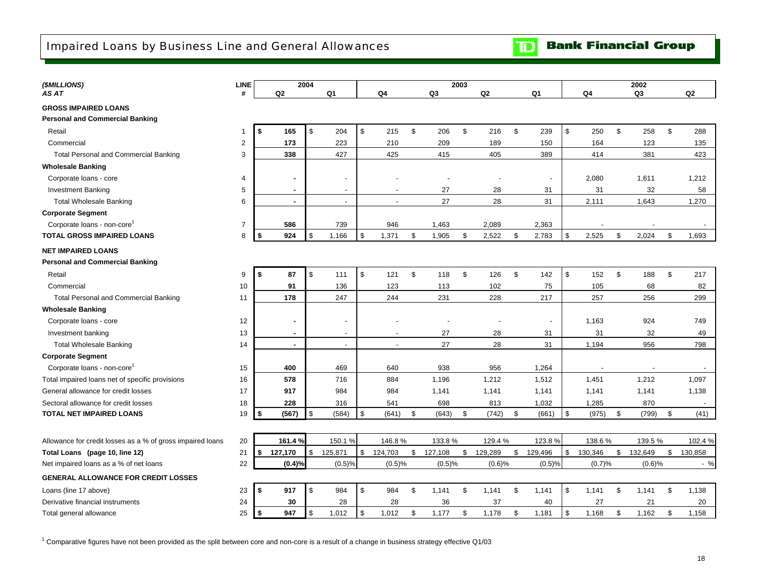# Impaired Loans by Business Line and General Allowances

**TD Bank Financial Group**

| *($MILLIONS)* | LINE | 2004 | | 2003 | | | | 2002 | | |
|---|---|---|---|---|---|---|---|---|---|---|
| *AS AT* | # | Q2 | Q1 | Q4 | Q3 | Q2 | Q1 | Q4 | Q3 | Q2 |
| **GROSS IMPAIRED LOANS** | | | | | | | | | | |
| **Personal and Commercial Banking** | | | | | | | | | | |
| Retail | 1 | **$ 165** | $ 204 | $ 215 | $ 206 | $ 216 | $ 239 | $ 250 | $ 258 | $ 288 |
| Commercial | 2 | **173** | 223 | 210 | 209 | 189 | 150 | 164 | 123 | 135 |
| Total Personal and Commercial Banking | 3 | **338** | 427 | 425 | 415 | 405 | 389 | 414 | 381 | 423 |
| **Wholesale Banking** | | | | | | | | | | |
| Corporate loans - core | 4 | **-** | - | - | - | - | - | 2,080 | 1,611 | 1,212 |
| Investment Banking | 5 | **-** | - | - | 27 | 28 | 31 | 31 | 32 | 58 |
| Total Wholesale Banking | 6 | **-** | - | - | 27 | 28 | 31 | 2,111 | 1,643 | 1,270 |
| **Corporate Segment** | | | | | | | | | | |
| Corporate loans - non-core[1] | 7 | **586** | 739 | 946 | 1,463 | 2,089 | 2,363 | - | - | - |
| **TOTAL GROSS IMPAIRED LOANS** | 8 | **$ 924** | $ 1,166 | $ 1,371 | $ 1,905 | $ 2,522 | $ 2,783 | $ 2,525 | $ 2,024 | $ 1,693 |
| **NET IMPAIRED LOANS** | | | | | | | | | | |
| **Personal and Commercial Banking** | | | | | | | | | | |
| Retail | 9 | **$ 87** | $ 111 | $ 121 | $ 118 | $ 126 | $ 142 | $ 152 | $ 188 | $ 217 |
| Commercial | 10 | **91** | 136 | 123 | 113 | 102 | 75 | 105 | 68 | 82 |
| Total Personal and Commercial Banking | 11 | **178** | 247 | 244 | 231 | 228 | 217 | 257 | 256 | 299 |
| **Wholesale Banking** | | | | | | | | | | |
| Corporate loans - core | 12 | **-** | - | - | - | - | - | 1,163 | 924 | 749 |
| Investment banking | 13 | **-** | - | - | 27 | 28 | 31 | 31 | 32 | 49 |
| Total Wholesale Banking | 14 | **-** | - | - | 27 | 28 | 31 | 1,194 | 956 | 798 |
| **Corporate Segment** | | | | | | | | | | |
| Corporate loans - non-core[1] | 15 | **400** | 469 | 640 | 938 | 956 | 1,264 | - | - | - |
| Total impaired loans net of specific provisions | 16 | **578** | 716 | 884 | 1,196 | 1,212 | 1,512 | 1,451 | 1,212 | 1,097 |
| General allowance for credit losses | 17 | **917** | 984 | 984 | 1,141 | 1,141 | 1,141 | 1,141 | 1,141 | 1,138 |
| Sectoral allowance for credit losses | 18 | **228** | 316 | 541 | 698 | 813 | 1,032 | 1,285 | 870 | - |
| **TOTAL NET IMPAIRED LOANS** | 19 | **$ (567)** | $ (584) | $ (641) | $ (643) | $ (742) | $ (661) | $ (975) | $ (799) | $ (41) |
| Allowance for credit losses as a % of gross impaired loans | 20 | **161.4 %** | 150.1 % | 146.8 % | 133.8 % | 129.4 % | 123.8 % | 138.6 % | 139.5 % | 102.4 % |
| **Total Loans (page 10, line 12)** | 21 | **$ 127,170** | $ 125,871 | $ 124,703 | $ 127,108 | $ 129,289 | $ 129,496 | $ 130,346 | $ 132,649 | $ 130,858 |
| Net impaired loans as a % of net loans | 22 | **(0.4)%** | (0.5)% | (0.5)% | (0.5)% | (0.6)% | (0.5)% | (0.7)% | (0.6)% | - % |
| **GENERAL ALLOWANCE FOR CREDIT LOSSES** | | | | | | | | | | |
| Loans (line 17 above) | 23 | **$ 917** | $ 984 | $ 984 | $ 1,141 | $ 1,141 | $ 1,141 | $ 1,141 | $ 1,141 | $ 1,138 |
| Derivative financial instruments | 24 | **30** | 28 | 28 | 36 | 37 | 40 | 27 | 21 | 20 |
| Total general allowance | 25 | **$ 947** | $ 1,012 | $ 1,012 | $ 1,177 | $ 1,178 | $ 1,181 | $ 1,168 | $ 1,162 | $ 1,158 |

[1] Comparative figures have not been provided as the split between core and non-core is a result of a change in business strategy effective Q1/03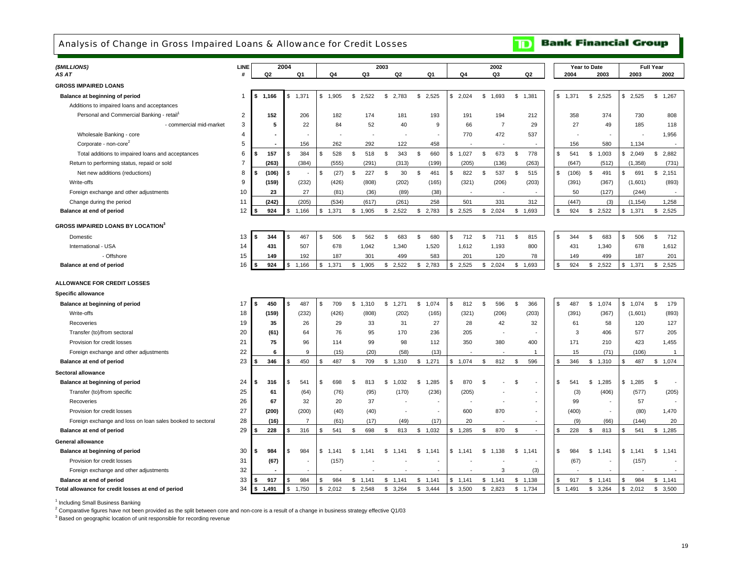# Analysis of Change in Gross Impaired Loans & Allowance for Credit Losses

**Bank Financial Group**

| ($MILLIONS) AS AT | LINE # | 2004 Q2 | 2004 Q1 | 2003 Q4 | 2003 Q3 | 2003 Q2 | 2003 Q1 | 2002 Q4 | 2002 Q3 | 2002 Q2 | Year to Date 2004 | Year to Date 2003 | Full Year 2003 | Full Year 2002 |
|---|---|---|---|---|---|---|---|---|---|---|---|---|---|---|
| **GROSS IMPAIRED LOANS** | | | | | | | | | | | | | | |
| **Balance at beginning of period** | 1 | **$ 1,166** | $ 1,371 | $ 1,905 | $ 2,522 | $ 2,783 | $ 2,525 | $ 2,024 | $ 1,693 | $ 1,381 | $ 1,371 | $ 2,525 | $ 2,525 | $ 1,267 |
| Additions to impaired loans and acceptances | | | | | | | | | | | | | | |
| Personal and Commercial Banking - retail[1] | 2 | **152** | 206 | 182 | 174 | 181 | 193 | 191 | 194 | 212 | 358 | 374 | 730 | 808 |
| - commercial mid-market | 3 | **5** | 22 | 84 | 52 | 40 | 9 | 66 | 7 | 29 | 27 | 49 | 185 | 118 |
| Wholesale Banking - core | 4 | **-** | - | - | - | - | - | 770 | 472 | 537 | - | - | - | 1,956 |
| Corporate - non-core[2] | 5 | **-** | 156 | 262 | 292 | 122 | 458 | - | - | - | 156 | 580 | 1,134 | - |
| Total additions to impaired loans and acceptances | 6 | **$ 157** | $ 384 | $ 528 | $ 518 | $ 343 | $ 660 | $ 1,027 | $ 673 | $ 778 | $ 541 | $ 1,003 | $ 2,049 | $ 2,882 |
| Return to performing status, repaid or sold | 7 | **(263)** | (384) | (555) | (291) | (313) | (199) | (205) | (136) | (263) | (647) | (512) | (1,358) | (731) |
| Net new additions (reductions) | 8 | **$ (106)** | $ - | $ (27) | $ 227 | $ 30 | $ 461 | $ 822 | $ 537 | $ 515 | $ (106) | $ 491 | $ 691 | $ 2,151 |
| Write-offs | 9 | **(159)** | (232) | (426) | (808) | (202) | (165) | (321) | (206) | (203) | (391) | (367) | (1,601) | (893) |
| Foreign exchange and other adjustments | 10 | **23** | 27 | (81) | (36) | (89) | (38) | - | - | - | 50 | (127) | (244) | - |
| Change during the period | 11 | **(242)** | (205) | (534) | (617) | (261) | 258 | 501 | 331 | 312 | (447) | (3) | (1,154) | 1,258 |
| **Balance at end of period** | 12 | **$ 924** | $ 1,166 | $ 1,371 | $ 1,905 | $ 2,522 | $ 2,783 | $ 2,525 | $ 2,024 | $ 1,693 | $ 924 | $ 2,522 | $ 1,371 | $ 2,525 |
| **GROSS IMPAIRED LOANS BY LOCATION[3]** | | | | | | | | | | | | | | |
| Domestic | 13 | **$ 344** | $ 467 | $ 506 | $ 562 | $ 683 | $ 680 | $ 712 | $ 711 | $ 815 | $ 344 | $ 683 | $ 506 | $ 712 |
| International - USA | 14 | **431** | 507 | 678 | 1,042 | 1,340 | 1,520 | 1,612 | 1,193 | 800 | 431 | 1,340 | 678 | 1,612 |
| - Offshore | 15 | **149** | 192 | 187 | 301 | 499 | 583 | 201 | 120 | 78 | 149 | 499 | 187 | 201 |
| **Balance at end of period** | 16 | **$ 924** | $ 1,166 | $ 1,371 | $ 1,905 | $ 2,522 | $ 2,783 | $ 2,525 | $ 2,024 | $ 1,693 | $ 924 | $ 2,522 | $ 1,371 | $ 2,525 |
| **ALLOWANCE FOR CREDIT LOSSES** | | | | | | | | | | | | | | |
| **Specific allowance** | | | | | | | | | | | | | | |
| **Balance at beginning of period** | 17 | **$ 450** | $ 487 | $ 709 | $ 1,310 | $ 1,271 | $ 1,074 | $ 812 | $ 596 | $ 366 | $ 487 | $ 1,074 | $ 1,074 | $ 179 |
| Write-offs | 18 | **(159)** | (232) | (426) | (808) | (202) | (165) | (321) | (206) | (203) | (391) | (367) | (1,601) | (893) |
| Recoveries | 19 | **35** | 26 | 29 | 33 | 31 | 27 | 28 | 42 | 32 | 61 | 58 | 120 | 127 |
| Transfer (to)/from sectoral | 20 | **(61)** | 64 | 76 | 95 | 170 | 236 | 205 | - | - | 3 | 406 | 577 | 205 |
| Provision for credit losses | 21 | **75** | 96 | 114 | 99 | 98 | 112 | 350 | 380 | 400 | 171 | 210 | 423 | 1,455 |
| Foreign exchange and other adjustments | 22 | **6** | 9 | (15) | (20) | (58) | (13) | - | - | 1 | 15 | (71) | (106) | 1 |
| **Balance at end of period** | 23 | **$ 346** | $ 450 | $ 487 | $ 709 | $ 1,310 | $ 1,271 | $ 1,074 | $ 812 | $ 596 | $ 346 | $ 1,310 | $ 487 | $ 1,074 |
| **Sectoral allowance** | | | | | | | | | | | | | | |
| **Balance at beginning of period** | 24 | **$ 316** | $ 541 | $ 698 | $ 813 | $ 1,032 | $ 1,285 | $ 870 | $ - | $ - | $ 541 | $ 1,285 | $ 1,285 | $ - |
| Transfer (to)/from specific | 25 | **61** | (64) | (76) | (95) | (170) | (236) | (205) | - | - | (3) | (406) | (577) | (205) |
| Recoveries | 26 | **67** | 32 | 20 | 37 | - | - | - | - | - | 99 | - | 57 | - |
| Provision for credit losses | 27 | **(200)** | (200) | (40) | (40) | - | - | 600 | 870 | - | (400) | - | (80) | 1,470 |
| Foreign exchange and loss on loan sales booked to sectoral | 28 | **(16)** | 7 | (61) | (17) | (49) | (17) | 20 | - | - | (9) | (66) | (144) | 20 |
| **Balance at end of period** | 29 | **$ 228** | $ 316 | $ 541 | $ 698 | $ 813 | $ 1,032 | $ 1,285 | $ 870 | $ - | $ 228 | $ 813 | $ 541 | $ 1,285 |
| **General allowance** | | | | | | | | | | | | | | |
| **Balance at beginning of period** | 30 | **$ 984** | $ 984 | $ 1,141 | $ 1,141 | $ 1,141 | $ 1,141 | $ 1,141 | $ 1,138 | $ 1,141 | $ 984 | $ 1,141 | $ 1,141 | $ 1,141 |
| Provision for credit losses | 31 | **(67)** | - | (157) | - | - | - | - | - | - | (67) | - | (157) | - |
| Foreign exchange and other adjustments | 32 | **-** | - | - | - | - | - | - | 3 | (3) | - | - | - | - |
| **Balance at end of period** | 33 | **$ 917** | $ 984 | $ 984 | $ 1,141 | $ 1,141 | $ 1,141 | $ 1,141 | $ 1,141 | $ 1,138 | $ 917 | $ 1,141 | $ 984 | $ 1,141 |
| **Total allowance for credit losses at end of period** | 34 | **$ 1,491** | $ 1,750 | $ 2,012 | $ 2,548 | $ 3,264 | $ 3,444 | $ 3,500 | $ 2,823 | $ 1,734 | $ 1,491 | $ 3,264 | $ 2,012 | $ 3,500 |

[1] Including Small Business Banking

[2] Comparative figures have not been provided as the split between core and non-core is a result of a change in business strategy effective Q1/03

[3] Based on geographic location of unit responsible for recording revenue